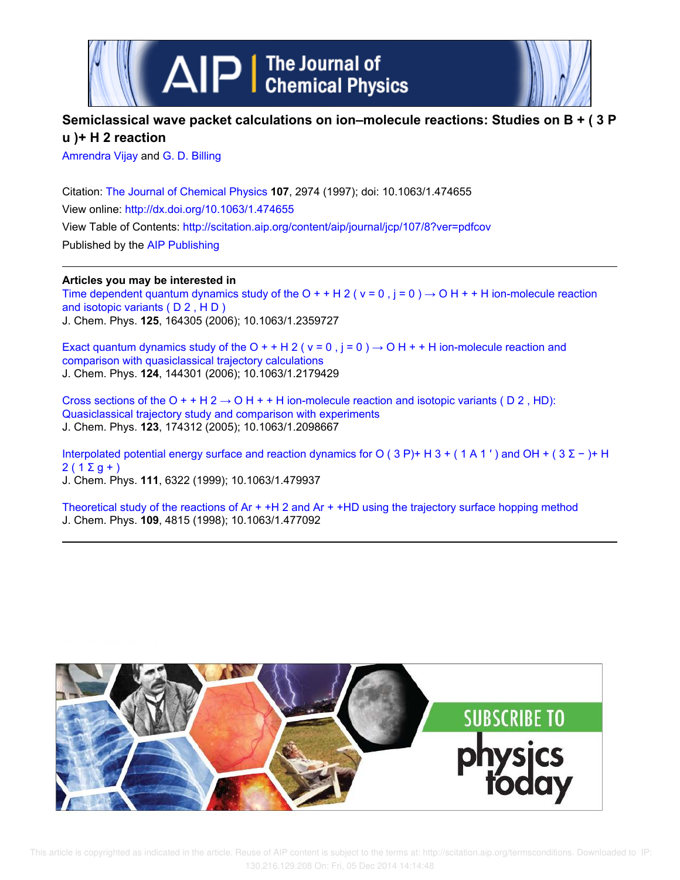# Semiclassical wave packet calculations on ion–molecule reactions: Studies on $B^+(^3P_u) + H_2$ reaction

Amrendra Vijay and G. D. Billing

Citation: The Journal of Chemical Physics **107**, 2974 (1997); doi: 10.1063/1.474655

View online: http://dx.doi.org/10.1063/1.474655

View Table of Contents: http://scitation.aip.org/content/aip/journal/jcp/107/8?ver=pdfcov

Published by the AIP Publishing

**Articles you may be interested in**

Time dependent quantum dynamics study of the $O^+ + H_2 (v = 0, j = 0) \rightarrow OH^+ + H$ ion-molecule reaction and isotopic variants ($D_2$, HD)
J. Chem. Phys. **125**, 164305 (2006); 10.1063/1.2359727

Exact quantum dynamics study of the $O^+ + H_2 (v = 0, j = 0) \rightarrow OH^+ + H$ ion-molecule reaction and comparison with quasiclassical trajectory calculations
J. Chem. Phys. **124**, 144301 (2006); 10.1063/1.2179429

Cross sections of the $O^+ + H_2 \rightarrow OH^+ + H$ ion-molecule reaction and isotopic variants ($D_2$, HD): Quasiclassical trajectory study and comparison with experiments
J. Chem. Phys. **123**, 174312 (2005); 10.1063/1.2098667

Interpolated potential energy surface and reaction dynamics for $O(^3P) + H_3^+ (^1A_1')$ and $OH^+ (^3\Sigma^-) + H_2 (^1\Sigma_g^+)$
J. Chem. Phys. **111**, 6322 (1999); 10.1063/1.479937

Theoretical study of the reactions of $Ar^+ + H_2$ and $Ar^+ + HD$ using the trajectory surface hopping method
J. Chem. Phys. **109**, 4815 (1998); 10.1063/1.477092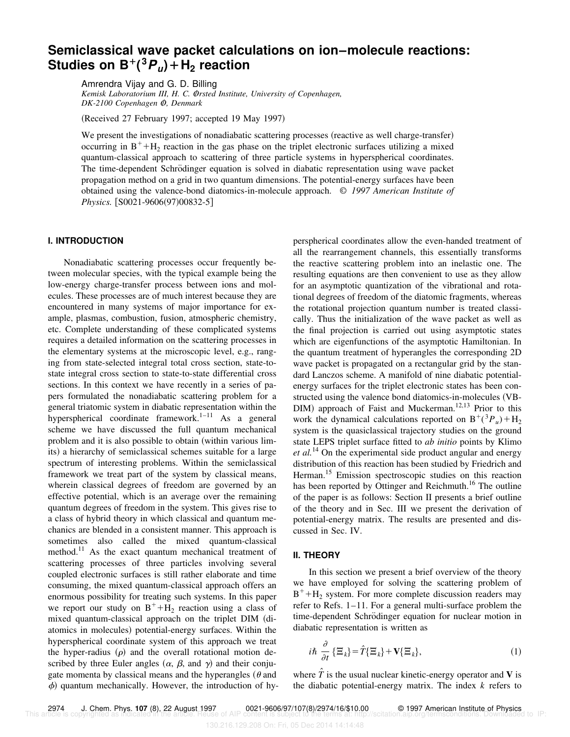# Semiclassical wave packet calculations on ion–molecule reactions: Studies on $B^+(^3P_u)+H_2$ reaction

Amrendra Vijay and G. D. Billing

*Kemisk Laboratorium III, H. C. Ørsted Institute, University of Copenhagen, DK-2100 Copenhagen Ø, Denmark*

(Received 27 February 1997; accepted 19 May 1997)

We present the investigations of nonadiabatic scattering processes (reactive as well charge-transfer) occurring in $B^+ + H_2$ reaction in the gas phase on the triplet electronic surfaces utilizing a mixed quantum-classical approach to scattering of three particle systems in hyperspherical coordinates. The time-dependent Schrödinger equation is solved in diabatic representation using wave packet propagation method on a grid in two quantum dimensions. The potential-energy surfaces have been obtained using the valence-bond diatomics-in-molecule approach. © *1997 American Institute of Physics.* [S0021-9606(97)00832-5]

## I. INTRODUCTION

Nonadiabatic scattering processes occur frequently between molecular species, with the typical example being the low-energy charge-transfer process between ions and molecules. These processes are of much interest because they are encountered in many systems of major importance for example, plasmas, combustion, fusion, atmospheric chemistry, etc. Complete understanding of these complicated systems requires a detailed information on the scattering processes in the elementary systems at the microscopic level, e.g., ranging from state-selected integral total cross section, state-to-state integral cross section to state-to-state differential cross sections. In this context we have recently in a series of papers formulated the nonadiabatic scattering problem for a general triatomic system in diabatic representation within the hyperspherical coordinate framework.[1–11] As a general scheme we have discussed the full quantum mechanical problem and it is also possible to obtain (within various limits) a hierarchy of semiclassical schemes suitable for a large spectrum of interesting problems. Within the semiclassical framework we treat part of the system by classical means, wherein classical degrees of freedom are governed by an effective potential, which is an average over the remaining quantum degrees of freedom in the system. This gives rise to a class of hybrid theory in which classical and quantum mechanics are blended in a consistent manner. This approach is sometimes also called the mixed quantum-classical method.[11] As the exact quantum mechanical treatment of scattering processes of three particles involving several coupled electronic surfaces is still rather elaborate and time consuming, the mixed quantum-classical approach offers an enormous possibility for treating such systems. In this paper we report our study on $B^+ + H_2$ reaction using a class of mixed quantum-classical approach on the triplet DIM (diatomics in molecules) potential-energy surfaces. Within the hyperspherical coordinate system of this approach we treat the hyper-radius ($\rho$) and the overall rotational motion described by three Euler angles ($\alpha$, $\beta$, and $\gamma$) and their conjugate momenta by classical means and the hyperangles ($\theta$ and $\phi$) quantum mechanically. However, the introduction of hyperspherical coordinates allow the even-handed treatment of all the rearrangement channels, this essentially transforms the reactive scattering problem into an inelastic one. The resulting equations are then convenient to use as they allow for an asymptotic quantization of the vibrational and rotational degrees of freedom of the diatomic fragments, whereas the rotational projection quantum number is treated classically. Thus the initialization of the wave packet as well as the final projection is carried out using asymptotic states which are eigenfunctions of the asymptotic Hamiltonian. In the quantum treatment of hyperangles the corresponding 2D wave packet is propagated on a rectangular grid by the standard Lanczos scheme. A manifold of nine diabatic potential-energy surfaces for the triplet electronic states has been constructed using the valence bond diatomics-in-molecules (VB-DIM) approach of Faist and Muckerman.[12,13] Prior to this work the dynamical calculations reported on $B^+(^3P_u)+H_2$ system is the quasiclassical trajectory studies on the ground state LEPS triplet surface fitted to *ab initio* points by Klimo *et al.*[14] On the experimental side product angular and energy distribution of this reaction has been studied by Friedrich and Herman.[15] Emission spectroscopic studies on this reaction has been reported by Ottinger and Reichmuth.[16] The outline of the paper is as follows: Section II presents a brief outline of the theory and in Sec. III we present the derivation of potential-energy matrix. The results are presented and discussed in Sec. IV.

## II. THEORY

In this section we present a brief overview of the theory we have employed for solving the scattering problem of $B^+ + H_2$ system. For more complete discussion readers may refer to Refs. 1–11. For a general multi-surface problem the time-dependent Schrödinger equation for nuclear motion in diabatic representation is written as

$$i\hbar \frac{\partial}{\partial t}\{\Xi_k\} = \hat{T}\{\Xi_k\} + \mathbf{V}\{\Xi_k\}, \tag{1}$$

where $\hat{T}$ is the usual nuclear kinetic-energy operator and $\mathbf{V}$ is the diabatic potential-energy matrix. The index $k$ refers to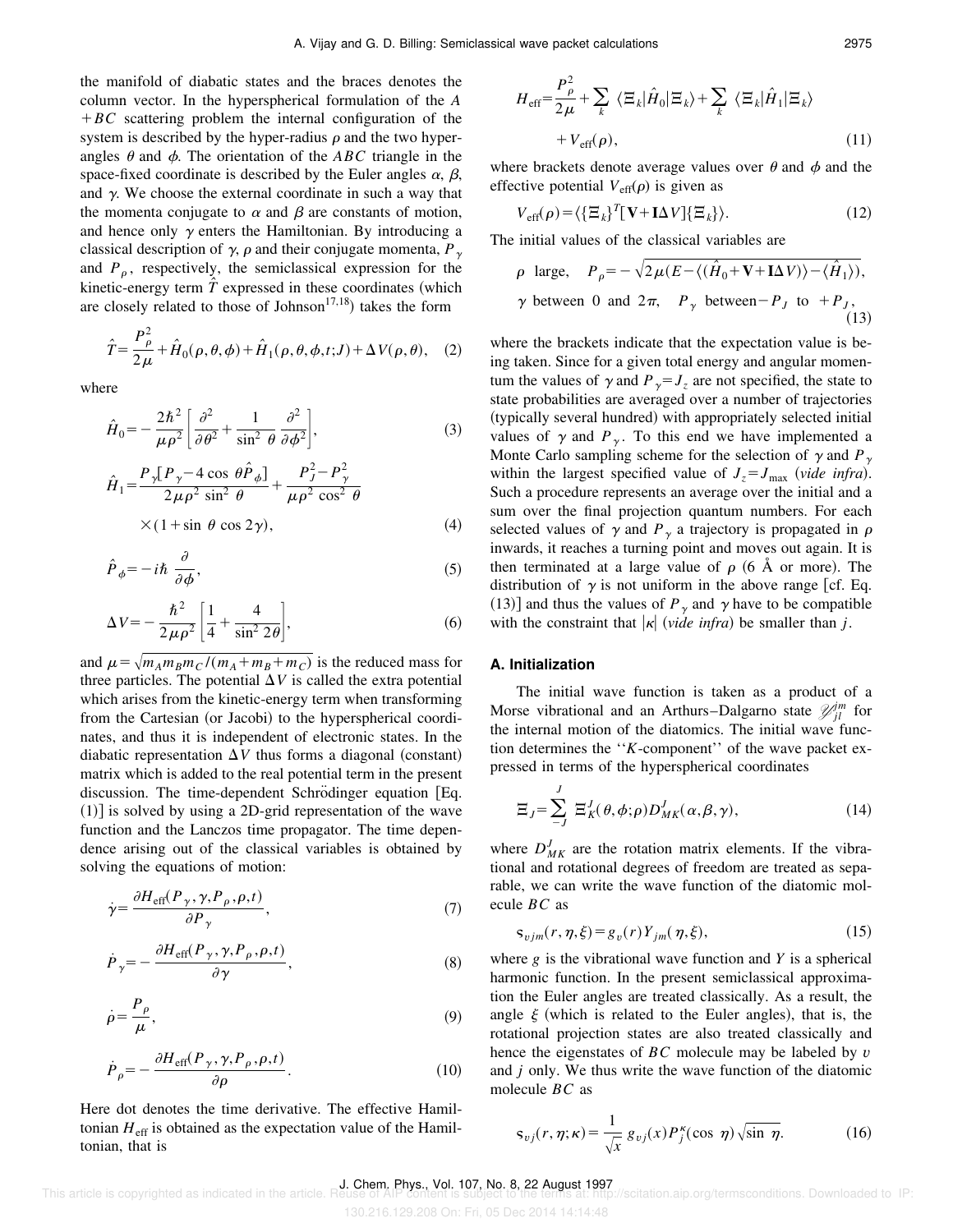the manifold of diabatic states and the braces denotes the column vector. In the hyperspherical formulation of the $A+BC$ scattering problem the internal configuration of the system is described by the hyper-radius $\rho$ and the two hyperangles $\theta$ and $\phi$. The orientation of the $ABC$ triangle in the space-fixed coordinate is described by the Euler angles $\alpha$, $\beta$, and $\gamma$. We choose the external coordinate in such a way that the momenta conjugate to $\alpha$ and $\beta$ are constants of motion, and hence only $\gamma$ enters the Hamiltonian. By introducing a classical description of $\gamma$, $\rho$ and their conjugate momenta, $P_\gamma$ and $P_\rho$, respectively, the semiclassical expression for the kinetic-energy term $\hat{T}$ expressed in these coordinates (which are closely related to those of Johnson[17,18]) takes the form

$$\hat{T}=\frac{P_\rho^2}{2\mu}+\hat{H}_0(\rho,\theta,\phi)+\hat{H}_1(\rho,\theta,\phi,t;J)+\Delta V(\rho,\theta), \quad (2)$$

where

$$\hat{H}_0=-\frac{2\hbar^2}{\mu\rho^2}\left[\frac{\partial^2}{\partial\theta^2}+\frac{1}{\sin^2\theta}\frac{\partial^2}{\partial\phi^2}\right], \quad (3)$$

$$\hat{H}_1=\frac{P_\gamma[P_\gamma-4\cos\theta\hat{P}_\phi]}{2\mu\rho^2\sin^2\theta}+\frac{P_J^2-P_\gamma^2}{\mu\rho^2\cos^2\theta}\times(1+\sin\theta\cos 2\gamma), \quad (4)$$

$$\hat{P}_\phi=-i\hbar\frac{\partial}{\partial\phi}, \quad (5)$$

$$\Delta V=-\frac{\hbar^2}{2\mu\rho^2}\left[\frac{1}{4}+\frac{4}{\sin^2 2\theta}\right], \quad (6)$$

and $\mu=\sqrt{m_A m_B m_C/(m_A+m_B+m_C)}$ is the reduced mass for three particles. The potential $\Delta V$ is called the extra potential which arises from the kinetic-energy term when transforming from the Cartesian (or Jacobi) to the hyperspherical coordinates, and thus it is independent of electronic states. In the diabatic representation $\Delta V$ thus forms a diagonal (constant) matrix which is added to the real potential term in the present discussion. The time-dependent Schrödinger equation [Eq. (1)] is solved by using a 2D-grid representation of the wave function and the Lanczos time propagator. The time dependence arising out of the classical variables is obtained by solving the equations of motion:

$$\dot{\gamma}=\frac{\partial H_{\rm eff}(P_\gamma,\gamma,P_\rho,\rho,t)}{\partial P_\gamma}, \quad (7)$$

$$\dot{P}_\gamma=-\frac{\partial H_{\rm eff}(P_\gamma,\gamma,P_\rho,\rho,t)}{\partial\gamma}, \quad (8)$$

$$\dot{\rho}=\frac{P_\rho}{\mu}, \quad (9)$$

$$\dot{P}_\rho=-\frac{\partial H_{\rm eff}(P_\gamma,\gamma,P_\rho,\rho,t)}{\partial\rho}. \quad (10)$$

Here dot denotes the time derivative. The effective Hamiltonian $H_{\rm eff}$ is obtained as the expectation value of the Hamiltonian, that is

$$H_{\rm eff}=\frac{P_\rho^2}{2\mu}+\sum_k\langle\Xi_k|\hat{H}_0|\Xi_k\rangle+\sum_k\langle\Xi_k|\hat{H}_1|\Xi_k\rangle+V_{\rm eff}(\rho), \quad (11)$$

where brackets denote average values over $\theta$ and $\phi$ and the effective potential $V_{\rm eff}(\rho)$ is given as

$$V_{\rm eff}(\rho)=\langle\{\Xi_k\}^T[\mathbf{V}+\mathbf{I}\Delta V]\{\Xi_k\}\rangle. \quad (12)$$

The initial values of the classical variables are

$$\rho \text{ large},\quad P_\rho=-\sqrt{2\mu(E-\langle(\hat{H}_0+\mathbf{V}+\mathbf{I}\Delta V)\rangle-\langle\hat{H}_1\rangle)},$$
$$\gamma \text{ between 0 and } 2\pi,\quad P_\gamma \text{ between} -P_J \text{ to } +P_J, \quad (13)$$

where the brackets indicate that the expectation value is being taken. Since for a given total energy and angular momentum the values of $\gamma$ and $P_\gamma=J_z$ are not specified, the state to state probabilities are averaged over a number of trajectories (typically several hundred) with appropriately selected initial values of $\gamma$ and $P_\gamma$. To this end we have implemented a Monte Carlo sampling scheme for the selection of $\gamma$ and $P_\gamma$ within the largest specified value of $J_z=J_{\max}$ (*vide infra*). Such a procedure represents an average over the initial and a sum over the final projection quantum numbers. For each selected values of $\gamma$ and $P_\gamma$ a trajectory is propagated in $\rho$ inwards, it reaches a turning point and moves out again. It is then terminated at a large value of $\rho$ (6 Å or more). The distribution of $\gamma$ is not uniform in the above range [cf. Eq. (13)] and thus the values of $P_\gamma$ and $\gamma$ have to be compatible with the constraint that $|\kappa|$ (*vide infra*) be smaller than $j$.

### A. Initialization

The initial wave function is taken as a product of a Morse vibrational and an Arthurs–Dalgarno state $\mathscr{Y}_{jl}^{Jm}$ for the internal motion of the diatomics. The initial wave function determines the "$K$-component" of the wave packet expressed in terms of the hyperspherical coordinates

$$\Xi_J=\sum_{-J}^{J}\Xi_K^J(\theta,\phi;\rho)D_{MK}^J(\alpha,\beta,\gamma), \quad (14)$$

where $D_{MK}^J$ are the rotation matrix elements. If the vibrational and rotational degrees of freedom are treated as separable, we can write the wave function of the diatomic molecule $BC$ as

$$\mathrm{s}_{vjm}(r,\eta,\xi)=g_v(r)Y_{jm}(\eta,\xi), \quad (15)$$

where $g$ is the vibrational wave function and $Y$ is a spherical harmonic function. In the present semiclassical approximation the Euler angles are treated classically. As a result, the angle $\xi$ (which is related to the Euler angles), that is, the rotational projection states are also treated classically and hence the eigenstates of $BC$ molecule may be labeled by $v$ and $j$ only. We thus write the wave function of the diatomic molecule $BC$ as

$$\mathrm{s}_{vj}(r,\eta;\kappa)=\frac{1}{\sqrt{x}}g_{vj}(x)P_j^\kappa(\cos\eta)\sqrt{\sin\eta}. \quad (16)$$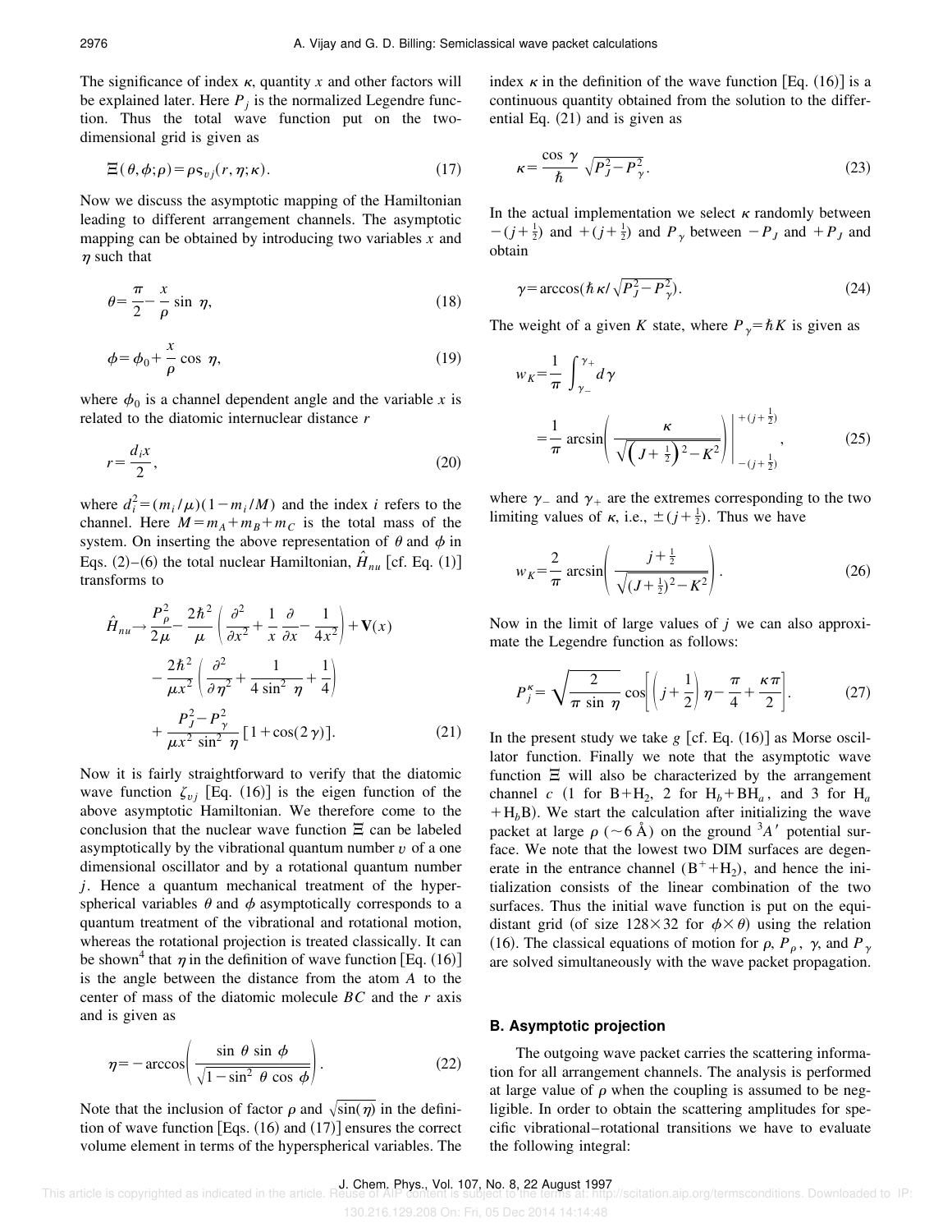The significance of index $\kappa$, quantity $x$ and other factors will be explained later. Here $P_j$ is the normalized Legendre function. Thus the total wave function put on the two-dimensional grid is given as

$$\Xi(\theta,\phi;\rho)=\rho\varsigma_{vj}(r,\eta;\kappa). \tag{17}$$

Now we discuss the asymptotic mapping of the Hamiltonian leading to different arrangement channels. The asymptotic mapping can be obtained by introducing two variables $x$ and $\eta$ such that

$$\theta=\frac{\pi}{2}-\frac{x}{\rho}\sin\,\eta, \tag{18}$$

$$\phi=\phi_0+\frac{x}{\rho}\cos\,\eta, \tag{19}$$

where $\phi_0$ is a channel dependent angle and the variable $x$ is related to the diatomic internuclear distance $r$

$$r=\frac{d_i x}{2}, \tag{20}$$

where $d_i^2=(m_i/\mu)(1-m_i/M)$ and the index $i$ refers to the channel. Here $M=m_A+m_B+m_C$ is the total mass of the system. On inserting the above representation of $\theta$ and $\phi$ in Eqs. (2)–(6) the total nuclear Hamiltonian, $\hat{H}_{nu}$ [cf. Eq. (1)] transforms to

$$\begin{aligned}\hat{H}_{nu}\rightarrow&\frac{P_\rho^2}{2\mu}-\frac{2\hbar^2}{\mu}\left(\frac{\partial^2}{\partial x^2}+\frac{1}{x}\frac{\partial}{\partial x}-\frac{1}{4x^2}\right)+\mathbf{V}(x)\\&-\frac{2\hbar^2}{\mu x^2}\left(\frac{\partial^2}{\partial\eta^2}+\frac{1}{4\sin^2\,\eta}+\frac{1}{4}\right)\\&+\frac{P_J^2-P_\gamma^2}{\mu x^2\sin^2\,\eta}[1+\cos(2\gamma)].\end{aligned} \tag{21}$$

Now it is fairly straightforward to verify that the diatomic wave function $\zeta_{vj}$ [Eq. (16)] is the eigen function of the above asymptotic Hamiltonian. We therefore come to the conclusion that the nuclear wave function $\Xi$ can be labeled asymptotically by the vibrational quantum number $v$ of a one dimensional oscillator and by a rotational quantum number $j$. Hence a quantum mechanical treatment of the hyperspherical variables $\theta$ and $\phi$ asymptotically corresponds to a quantum treatment of the vibrational and rotational motion, whereas the rotational projection is treated classically. It can be shown[4] that $\eta$ in the definition of wave function [Eq. (16)] is the angle between the distance from the atom $A$ to the center of mass of the diatomic molecule $BC$ and the $r$ axis and is given as

$$\eta=-\arccos\left(\frac{\sin\,\theta\,\sin\,\phi}{\sqrt{1-\sin^2\,\theta\,\cos\,\phi}}\right). \tag{22}$$

Note that the inclusion of factor $\rho$ and $\sqrt{\sin(\eta)}$ in the definition of wave function [Eqs. (16) and (17)] ensures the correct volume element in terms of the hyperspherical variables. The index $\kappa$ in the definition of the wave function [Eq. (16)] is a continuous quantity obtained from the solution to the differential Eq. (21) and is given as

$$\kappa=\frac{\cos\,\gamma}{\hbar}\sqrt{P_J^2-P_\gamma^2}. \tag{23}$$

In the actual implementation we select $\kappa$ randomly between $-(j+\frac{1}{2})$ and $+(j+\frac{1}{2})$ and $P_\gamma$ between $-P_J$ and $+P_J$ and obtain

$$\gamma=\arccos(\hbar\kappa/\sqrt{P_J^2-P_\gamma^2}). \tag{24}$$

The weight of a given $K$ state, where $P_\gamma=\hbar K$ is given as

$$\begin{aligned}w_K&=\frac{1}{\pi}\int_{\gamma_-}^{\gamma_+}d\gamma\\&=\frac{1}{\pi}\arcsin\left(\frac{\kappa}{\sqrt{\left(J+\frac{1}{2}\right)^2-K^2}}\right)\Bigg|_{-(j+\frac{1}{2})}^{+(j+\frac{1}{2})},\end{aligned} \tag{25}$$

where $\gamma_-$ and $\gamma_+$ are the extremes corresponding to the two limiting values of $\kappa$, i.e., $\pm(j+\frac{1}{2})$. Thus we have

$$w_K=\frac{2}{\pi}\arcsin\left(\frac{j+\frac{1}{2}}{\sqrt{(J+\frac{1}{2})^2-K^2}}\right). \tag{26}$$

Now in the limit of large values of $j$ we can also approximate the Legendre function as follows:

$$P_j^\kappa=\sqrt{\frac{2}{\pi\,\sin\,\eta}}\cos\left[\left(j+\frac{1}{2}\right)\eta-\frac{\pi}{4}+\frac{\kappa\pi}{2}\right]. \tag{27}$$

In the present study we take $g$ [cf. Eq. (16)] as Morse oscillator function. Finally we note that the asymptotic wave function $\Xi$ will also be characterized by the arrangement channel $c$ (1 for $B+H_2$, 2 for $H_b+BH_a$, and 3 for $H_a+H_bB$). We start the calculation after initializing the wave packet at large $\rho$ (~6 Å) on the ground $^3A'$ potential surface. We note that the lowest two DIM surfaces are degenerate in the entrance channel ($B^++H_2$), and hence the initialization consists of the linear combination of the two surfaces. Thus the initial wave function is put on the equidistant grid (of size $128\times32$ for $\phi\times\theta$) using the relation (16). The classical equations of motion for $\rho$, $P_\rho$, $\gamma$, and $P_\gamma$ are solved simultaneously with the wave packet propagation.

### B. Asymptotic projection

The outgoing wave packet carries the scattering information for all arrangement channels. The analysis is performed at large value of $\rho$ when the coupling is assumed to be negligible. In order to obtain the scattering amplitudes for specific vibrational–rotational transitions we have to evaluate the following integral: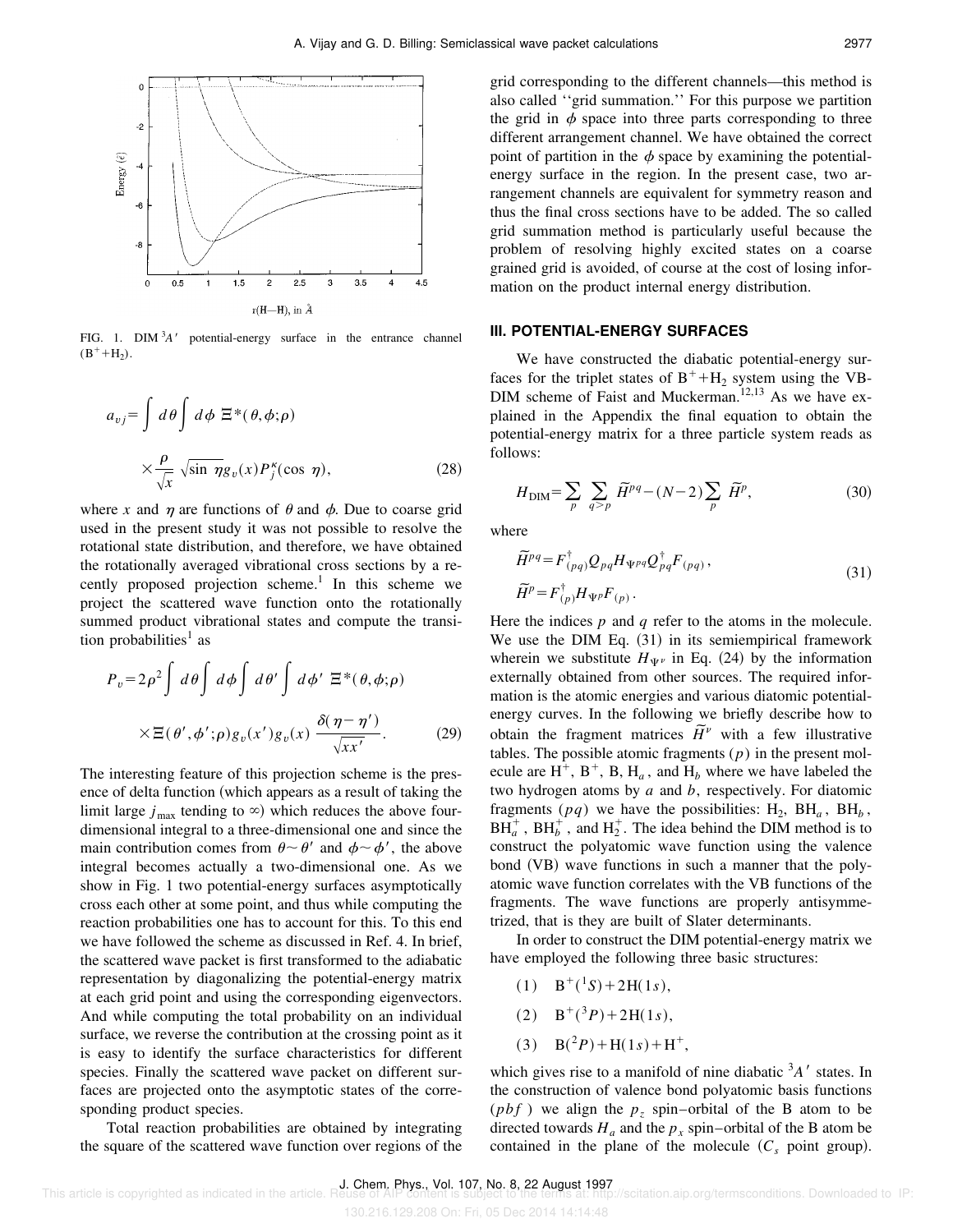FIG. 1. DIM $^3A'$ potential-energy surface in the entrance channel ($B^+ + H_2$).

$$a_{vj} = \int d\theta \int d\phi \ \Xi^*(\theta,\phi;\rho) \times \frac{\rho}{\sqrt{x}} \sqrt{\sin \eta} g_v(x) P_j^{\kappa}(\cos \eta), \tag{28}$$

where $x$ and $\eta$ are functions of $\theta$ and $\phi$. Due to coarse grid used in the present study it was not possible to resolve the rotational state distribution, and therefore, we have obtained the rotationally averaged vibrational cross sections by a recently proposed projection scheme.[1] In this scheme we project the scattered wave function onto the rotationally summed product vibrational states and compute the transition probabilities[1] as

$$P_v = 2\rho^2 \int d\theta \int d\phi \int d\theta' \int d\phi' \ \Xi^*(\theta,\phi;\rho) \times \Xi(\theta',\phi';\rho) g_v(x') g_v(x) \frac{\delta(\eta-\eta')}{\sqrt{xx'}}. \tag{29}$$

The interesting feature of this projection scheme is the presence of delta function (which appears as a result of taking the limit large $j_{\max}$ tending to $\infty$) which reduces the above four-dimensional integral to a three-dimensional one and since the main contribution comes from $\theta \sim \theta'$ and $\phi \sim \phi'$, the above integral becomes actually a two-dimensional one. As we show in Fig. 1 two potential-energy surfaces asymptotically cross each other at some point, and thus while computing the reaction probabilities one has to account for this. To this end we have followed the scheme as discussed in Ref. 4. In brief, the scattered wave packet is first transformed to the adiabatic representation by diagonalizing the potential-energy matrix at each grid point and using the corresponding eigenvectors. And while computing the total probability on an individual surface, we reverse the contribution at the crossing point as it is easy to identify the surface characteristics for different species. Finally the scattered wave packet on different surfaces are projected onto the asymptotic states of the corresponding product species.

Total reaction probabilities are obtained by integrating the square of the scattered wave function over regions of the grid corresponding to the different channels—this method is also called "grid summation." For this purpose we partition the grid in $\phi$ space into three parts corresponding to three different arrangement channel. We have obtained the correct point of partition in the $\phi$ space by examining the potential-energy surface in the region. In the present case, two arrangement channels are equivalent for symmetry reason and thus the final cross sections have to be added. The so called grid summation method is particularly useful because the problem of resolving highly excited states on a coarse grained grid is avoided, of course at the cost of losing information on the product internal energy distribution.

## III. POTENTIAL-ENERGY SURFACES

We have constructed the diabatic potential-energy surfaces for the triplet states of $B^+ + H_2$ system using the VB-DIM scheme of Faist and Muckerman.[12,13] As we have explained in the Appendix the final equation to obtain the potential-energy matrix for a three particle system reads as follows:

$$H_{\text{DIM}} = \sum_p \sum_{q>p} \tilde{H}^{pq} - (N-2) \sum_p \tilde{H}^p, \tag{30}$$

where

$$\tilde{H}^{pq} = F^{\dagger}_{(pq)} Q_{pq} H_{\Psi^{pq}} Q^{\dagger}_{pq} F_{(pq)},$$
$$\tilde{H}^{p} = F^{\dagger}_{(p)} H_{\Psi^{p}} F_{(p)}. \tag{31}$$

Here the indices $p$ and $q$ refer to the atoms in the molecule. We use the DIM Eq. (31) in its semiempirical framework wherein we substitute $H_{\Psi^\nu}$ in Eq. (24) by the information externally obtained from other sources. The required information is the atomic energies and various diatomic potential-energy curves. In the following we briefly describe how to obtain the fragment matrices $\tilde{H}^\nu$ with a few illustrative tables. The possible atomic fragments ($p$) in the present molecule are $H^+$, $B^+$, B, $H_a$, and $H_b$ where we have labeled the two hydrogen atoms by $a$ and $b$, respectively. For diatomic fragments ($pq$) we have the possibilities: $H_2$, $BH_a$, $BH_b$, $BH_a^+$, $BH_b^+$, and $H_2^+$. The idea behind the DIM method is to construct the polyatomic wave function using the valence bond (VB) wave functions in such a manner that the polyatomic wave function correlates with the VB functions of the fragments. The wave functions are properly antisymmetrized, that is they are built of Slater determinants.

In order to construct the DIM potential-energy matrix we have employed the following three basic structures:

(1) $B^+(^1S) + 2H(1s)$,

(2) $B^+(^3P) + 2H(1s)$,

(3) $B(^2P) + H(1s) + H^+$,

which gives rise to a manifold of nine diabatic $^3A'$ states. In the construction of valence bond polyatomic basis functions ($pbf$) we align the $p_z$ spin–orbital of the B atom to be directed towards $H_a$ and the $p_x$ spin–orbital of the B atom be contained in the plane of the molecule ($C_s$ point group).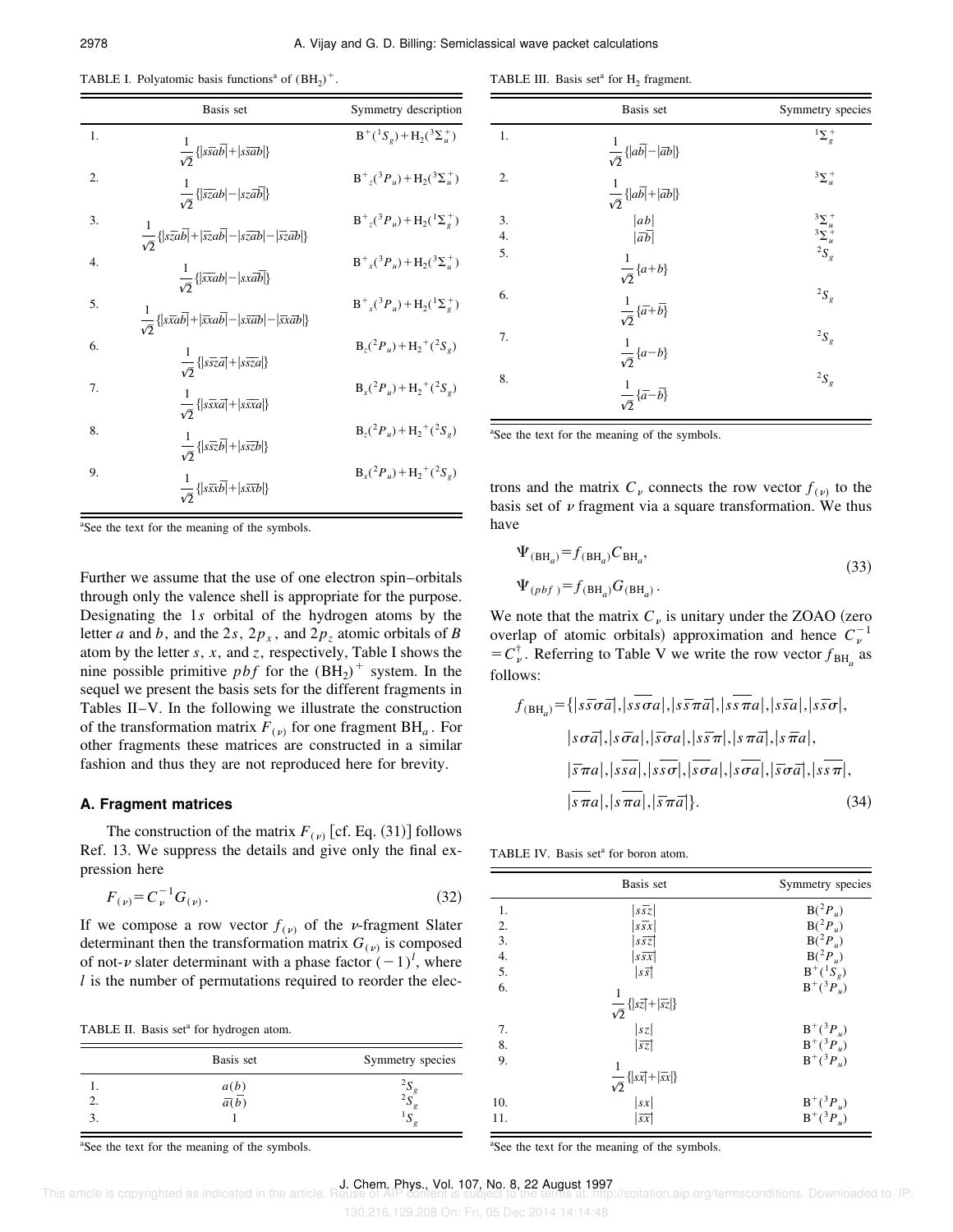TABLE I. Polyatomic basis functions[a] of $(BH_2)^+$.

| | Basis set | Symmetry description |
|---|---|---|
| 1. | $\frac{1}{\sqrt{2}}\{\lvert s\bar{s}a\bar{b}\rvert+\lvert s\bar{s}\bar{a}b\rvert\}$ | $B^+(^1S_g)+H_2(^3\Sigma_u^+)$ |
| 2. | $\frac{1}{\sqrt{2}}\{\lvert \bar{s}\bar{z}ab\rvert-\lvert sz\bar{a}\bar{b}\rvert\}$ | $B^+_z(^3P_u)+H_2(^3\Sigma_u^+)$ |
| 3. | $\frac{1}{\sqrt{2}}\{\lvert s\bar{z}a\bar{b}\rvert+\lvert \bar{s}z\bar{a}b\rvert-\lvert s\bar{z}\bar{a}b\rvert-\lvert \bar{s}za\bar{b}\rvert\}$ | $B^+_z(^3P_u)+H_2(^1\Sigma_g^+)$ |
| 4. | $\frac{1}{\sqrt{2}}\{\lvert \bar{s}\bar{x}ab\rvert-\lvert sx\bar{a}\bar{b}\rvert\}$ | $B^+_x(^3P_u)+H_2(^3\Sigma_u^+)$ |
| 5. | $\frac{1}{\sqrt{2}}\{\lvert s\bar{x}a\bar{b}\rvert+\lvert \bar{s}x\bar{a}b\rvert-\lvert s\bar{x}\bar{a}b\rvert-\lvert \bar{s}xa\bar{b}\rvert\}$ | $B^+_x(^3P_u)+H_2(^1\Sigma_g^+)$ |
| 6. | $\frac{1}{\sqrt{2}}\{\lvert s\bar{s}z\bar{a}\rvert+\lvert s\bar{s}\bar{z}a\rvert\}$ | $B_z(^2P_u)+H_2^+(^2S_g)$ |
| 7. | $\frac{1}{\sqrt{2}}\{\lvert s\bar{s}x\bar{a}\rvert+\lvert s\bar{s}\bar{x}a\rvert\}$ | $B_x(^2P_u)+H_2^+(^2S_g)$ |
| 8. | $\frac{1}{\sqrt{2}}\{\lvert s\bar{s}z\bar{b}\rvert+\lvert s\bar{s}\bar{z}b\rvert\}$ | $B_z(^2P_u)+H_2^+(^2S_g)$ |
| 9. | $\frac{1}{\sqrt{2}}\{\lvert s\bar{s}x\bar{b}\rvert+\lvert s\bar{s}\bar{x}b\rvert\}$ | $B_x(^2P_u)+H_2^+(^2S_g)$ |

[a]See the text for the meaning of the symbols.

Further we assume that the use of one electron spin–orbitals through only the valence shell is appropriate for the purpose. Designating the 1$s$ orbital of the hydrogen atoms by the letter $a$ and $b$, and the 2$s$, 2$p_x$, and 2$p_z$ atomic orbitals of $B$ atom by the letter $s$, $x$, and $z$, respectively, Table I shows the nine possible primitive $pbf$ for the $(BH_2)^+$ system. In the sequel we present the basis sets for the different fragments in Tables II–V. In the following we illustrate the construction of the transformation matrix $F_{(\nu)}$ for one fragment $BH_a$. For other fragments these matrices are constructed in a similar fashion and thus they are not reproduced here for brevity.

### A. Fragment matrices

The construction of the matrix $F_{(\nu)}$ [cf. Eq. (31)] follows Ref. 13. We suppress the details and give only the final expression here

$$F_{(\nu)}=C_\nu^{-1}G_{(\nu)}. \tag{32}$$

If we compose a row vector $f_{(\nu)}$ of the $\nu$-fragment Slater determinant then the transformation matrix $G_{(\nu)}$ is composed of not-$\nu$ slater determinant with a phase factor $(-1)^l$, where $l$ is the number of permutations required to reorder the electrons and the matrix $C_\nu$ connects the row vector $f_{(\nu)}$ to the basis set of $\nu$ fragment via a square transformation. We thus have

$$\Psi_{(BH_a)}=f_{(BH_a)}C_{BH_a},$$
$$\Psi_{(pbf)}=f_{(BH_a)}G_{(BH_a)}. \tag{33}$$

We note that the matrix $C_\nu$ is unitary under the ZOAO (zero overlap of atomic orbitals) approximation and hence $C_\nu^{-1}=C_\nu^\dagger$. Referring to Table V we write the row vector $f_{BH_a}$ as follows:

$$\begin{aligned}f_{(BH_a)}=\{&\lvert s\bar{s}\sigma\bar{a}\rvert,\lvert s\bar{s}\overline{\sigma a}\rvert,\lvert s\bar{s}\pi\bar{a}\rvert,\lvert s\bar{s}\overline{\pi a}\rvert,\lvert s\bar{s}a\rvert,\lvert s\bar{s}\sigma\rvert,\\ &\lvert s\sigma\bar{a}\rvert,\lvert s\bar{\sigma}a\rvert,\lvert \bar{s}\sigma a\rvert,\lvert s\bar{s}\pi\rvert,\lvert s\pi\bar{a}\rvert,\lvert s\bar{\pi}a\rvert,\\ &\lvert \bar{s}\pi a\rvert,\lvert s\bar{s}a\rvert,\lvert s\bar{s}\sigma\rvert,\lvert \overline{\sigma a}\rvert,\lvert s\overline{\sigma a}\rvert,\lvert \bar{s}\overline{\sigma a}\rvert,\lvert s\bar{s}\pi\rvert,\\ &\lvert \overline{s\pi a}\rvert,\lvert s\overline{\pi a}\rvert,\lvert \bar{s}\overline{\pi a}\rvert\}.\end{aligned} \tag{34}$$

TABLE II. Basis set[a] for hydrogen atom.

| | Basis set | Symmetry species |
|---|---|---|
| 1. | $a(b)$ | $^2S_g$ |
| 2. | $\bar{a}(\bar{b})$ | $^2S_g$ |
| 3. | 1 | $^1S_g$ |

[a]See the text for the meaning of the symbols.

TABLE III. Basis set[a] for $H_2$ fragment.

| | Basis set | Symmetry species |
|---|---|---|
| 1. | $\frac{1}{\sqrt{2}}\{\lvert a\bar{b}\rvert-\lvert \bar{a}b\rvert\}$ | $^1\Sigma_g^+$ |
| 2. | $\frac{1}{\sqrt{2}}\{\lvert a\bar{b}\rvert+\lvert \bar{a}b\rvert\}$ | $^3\Sigma_u^+$ |
| 3. | $\lvert ab\rvert$ | $^3\Sigma_u^+$ |
| 4. | $\lvert \bar{a}\bar{b}\rvert$ | $^3\Sigma_u^+$ |
| 5. | $\frac{1}{\sqrt{2}}\{a+b\}$ | $^2S_g$ |
| 6. | $\frac{1}{\sqrt{2}}\{\bar{a}+\bar{b}\}$ | $^2S_g$ |
| 7. | $\frac{1}{\sqrt{2}}\{a-b\}$ | $^2S_g$ |
| 8. | $\frac{1}{\sqrt{2}}\{\bar{a}-\bar{b}\}$ | $^2S_g$ |

[a]See the text for the meaning of the symbols.

TABLE IV. Basis set[a] for boron atom.

| | Basis set | Symmetry species |
|---|---|---|
| 1. | $\lvert s\bar{s}z\rvert$ | $B(^2P_u)$ |
| 2. | $\lvert s\bar{s}x\rvert$ | $B(^2P_u)$ |
| 3. | $\lvert s\bar{s}\bar{z}\rvert$ | $B(^2P_u)$ |
| 4. | $\lvert s\bar{s}\bar{x}\rvert$ | $B(^2P_u)$ |
| 5. | $\lvert s\bar{s}\rvert$ | $B^+(^1S_g)$ |
| 6. | $\frac{1}{\sqrt{2}}\{\lvert s\bar{z}\rvert+\lvert \bar{s}z\rvert\}$ | $B^+(^3P_u)$ |
| 7. | $\lvert sz\rvert$ | $B^+(^3P_u)$ |
| 8. | $\lvert \bar{s}\bar{z}\rvert$ | $B^+(^3P_u)$ |
| 9. | $\frac{1}{\sqrt{2}}\{\lvert s\bar{x}\rvert+\lvert \bar{s}x\rvert\}$ | $B^+(^3P_u)$ |
| 10. | $\lvert sx\rvert$ | $B^+(^3P_u)$ |
| 11. | $\lvert \bar{s}\bar{x}\rvert$ | $B^+(^3P_u)$ |

[a]See the text for the meaning of the symbols.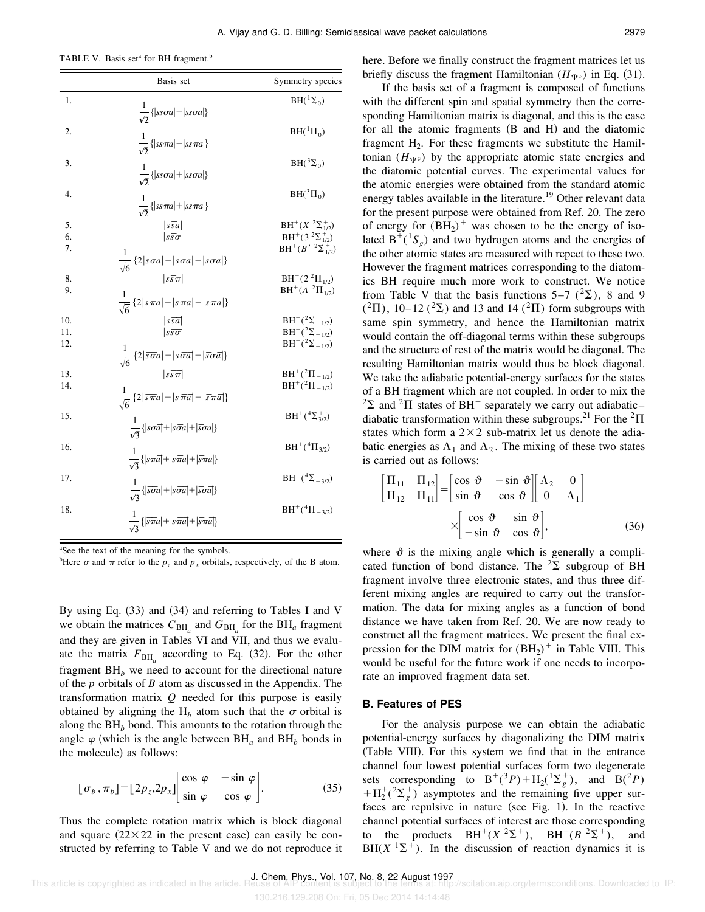TABLE V. Basis set[a] for BH fragment.[b]

| | Basis set | Symmetry species |
|---|---|---|
| 1. | $\frac{1}{\sqrt{2}}\{\|s\bar{s}\sigma\bar{a}\|-\|s\bar{s}\bar{\sigma}a\|\}$ | $BH(^1\Sigma_0)$ |
| 2. | $\frac{1}{\sqrt{2}}\{\|s\bar{s}\pi\bar{a}\|-\|s\bar{s}\bar{\pi}a\|\}$ | $BH(^1\Pi_0)$ |
| 3. | $\frac{1}{\sqrt{2}}\{\|s\bar{s}\sigma\bar{a}\|+\|s\bar{s}\bar{\sigma}a\|\}$ | $BH(^3\Sigma_0)$ |
| 4. | $\frac{1}{\sqrt{2}}\{\|s\bar{s}\pi\bar{a}\|+\|s\bar{s}\bar{\pi}a\|\}$ | $BH(^3\Pi_0)$ |
| 5. | $\|s\bar{s}a\|$ | $BH^+(X\ ^2\Sigma^+_{1/2})$ |
| 6. | $\|s\bar{s}\sigma\|$ | $BH^+(3\ ^2\Sigma^+_{1/2})$ |
| 7. | $\frac{1}{\sqrt{6}}\{2\|s\sigma\bar{a}\|-\|s\bar{\sigma}a\|-\|\bar{s}\sigma a\|\}$ | $BH^+(B'\ ^2\Sigma^+_{1/2})$ |
| 8. | $\|s\bar{s}\pi\|$ | $BH^+(2\ ^2\Pi_{1/2})$ |
| 9. | $\frac{1}{\sqrt{6}}\{2\|s\pi\bar{a}\|-\|s\bar{\pi}a\|-\|\bar{s}\pi a\|\}$ | $BH^+(A\ ^2\Pi_{1/2})$ |
| 10. | $\|s\bar{s}\bar{a}\|$ | $BH^+(^2\Sigma_{-1/2})$ |
| 11. | $\|s\bar{s}\bar{\sigma}\|$ | $BH^+(^2\Sigma_{-1/2})$ |
| 12. | $\frac{1}{\sqrt{6}}\{2\|\bar{s}\sigma\bar{a}\|-\|s\bar{\sigma}\bar{a}\|-\|\bar{s}\bar{\sigma}a\|\}$ | $BH^+(^2\Sigma_{-1/2})$ |
| 13. | $\|s\bar{s}\bar{\pi}\|$ | $BH^+(^2\Pi_{-1/2})$ |
| 14. | $\frac{1}{\sqrt{6}}\{2\|\bar{s}\pi\bar{a}\|-\|s\bar{\pi}\bar{a}\|-\|\bar{s}\bar{\pi}a\|\}$ | $BH^+(^2\Pi_{-1/2})$ |
| 15. | $\frac{1}{\sqrt{3}}\{\|s\sigma\bar{a}\|+\|s\bar{\sigma}a\|+\|\bar{s}\sigma a\|\}$ | $BH^+(^4\Sigma^+_{3/2})$ |
| 16. | $\frac{1}{\sqrt{3}}\{\|s\pi\bar{a}\|+\|s\bar{\pi}a\|+\|\bar{s}\pi a\|\}$ | $BH^+(^4\Pi_{3/2})$ |
| 17. | $\frac{1}{\sqrt{3}}\{\|\bar{s}\bar{\sigma}a\|+\|s\bar{\sigma}\bar{a}\|+\|\bar{s}\sigma\bar{a}\|\}$ | $BH^+(^4\Sigma_{-3/2})$ |
| 18. | $\frac{1}{\sqrt{3}}\{\|\bar{s}\bar{\pi}a\|+\|s\bar{\pi}\bar{a}\|+\|\bar{s}\pi\bar{a}\|\}$ | $BH^+(^4\Pi_{-3/2})$ |

[a]See the text of the meaning for the symbols.

[b]Here $\sigma$ and $\pi$ refer to the $p_z$ and $p_x$ orbitals, respectively, of the B atom.

By using Eq. (33) and (34) and referring to Tables I and V we obtain the matrices $C_{BH_a}$ and $G_{BH_a}$ for the $BH_a$ fragment and they are given in Tables VI and VII, and thus we evaluate the matrix $F_{BH_a}$ according to Eq. (32). For the other fragment $BH_b$ we need to account for the directional nature of the $p$ orbitals of $B$ atom as discussed in the Appendix. The transformation matrix $Q$ needed for this purpose is easily obtained by aligning the $H_b$ atom such that the $\sigma$ orbital is along the $BH_b$ bond. This amounts to the rotation through the angle $\varphi$ (which is the angle between $BH_a$ and $BH_b$ bonds in the molecule) as follows:

$$[\sigma_b,\pi_b]=[2p_z,2p_x]\begin{bmatrix}\cos\varphi & -\sin\varphi\\ \sin\varphi & \cos\varphi\end{bmatrix}. \tag{35}$$

Thus the complete rotation matrix which is block diagonal and square ($22\times 22$ in the present case) can easily be constructed by referring to Table V and we do not reproduce it here. Before we finally construct the fragment matrices let us briefly discuss the fragment Hamiltonian ($H_{\Psi^\nu}$) in Eq. (31).

If the basis set of a fragment is composed of functions with the different spin and spatial symmetry then the corresponding Hamiltonian matrix is diagonal, and this is the case for all the atomic fragments (B and H) and the diatomic fragment $H_2$. For these fragments we substitute the Hamiltonian ($H_{\Psi^\nu}$) by the appropriate atomic state energies and the diatomic potential curves. The experimental values for the atomic energies were obtained from the standard atomic energy tables available in the literature.[19] Other relevant data for the present purpose were obtained from Ref. 20. The zero of energy for $(BH_2)^+$ was chosen to be the energy of isolated $B^+(^1S_g)$ and two hydrogen atoms and the energies of the other atomic states are measured with repect to these two. However the fragment matrices corresponding to the diatomics BH require much more work to construct. We notice from Table V that the basis functions 5–7 ($^2\Sigma$), 8 and 9 ($^2\Pi$), 10–12 ($^2\Sigma$) and 13 and 14 ($^2\Pi$) form subgroups with same spin symmetry, and hence the Hamiltonian matrix would contain the off-diagonal terms within these subgroups and the structure of rest of the matrix would be diagonal. The resulting Hamiltonian matrix would thus be block diagonal. We take the adiabatic potential-energy surfaces for the states of a BH fragment which are not coupled. In order to mix the $^2\Sigma$ and $^2\Pi$ states of $BH^+$ separately we carry out adiabatic–diabatic transformation within these subgroups.[21] For the $^2\Pi$ states which form a $2\times 2$ sub-matrix let us denote the adiabatic energies as $\Lambda_1$ and $\Lambda_2$. The mixing of these two states is carried out as follows:

$$\begin{bmatrix}\Pi_{11} & \Pi_{12}\\ \Pi_{12} & \Pi_{11}\end{bmatrix}=\begin{bmatrix}\cos\vartheta & -\sin\vartheta\\ \sin\vartheta & \cos\vartheta\end{bmatrix}\begin{bmatrix}\Lambda_2 & 0\\ 0 & \Lambda_1\end{bmatrix}\times\begin{bmatrix}\cos\vartheta & \sin\vartheta\\ -\sin\vartheta & \cos\vartheta\end{bmatrix}, \tag{36}$$

where $\vartheta$ is the mixing angle which is generally a complicated function of bond distance. The $^2\Sigma$ subgroup of BH fragment involve three electronic states, and thus three different mixing angles are required to carry out the transformation. The data for mixing angles as a function of bond distance we have taken from Ref. 20. We are now ready to construct all the fragment matrices. We present the final expression for the DIM matrix for $(BH_2)^+$ in Table VIII. This would be useful for the future work if one needs to incorporate an improved fragment data set.

## B. Features of PES

For the analysis purpose we can obtain the adiabatic potential-energy surfaces by diagonalizing the DIM matrix (Table VIII). For this system we find that in the entrance channel four lowest potential surfaces form two degenerate sets corresponding to $B^+(^3P)+H_2(^1\Sigma_g^+)$, and $B(^2P)+H_2^+(^2\Sigma_g^+)$ asymptotes and the remaining five upper surfaces are repulsive in nature (see Fig. 1). In the reactive channel potential surfaces of interest are those corresponding to the products $BH^+(X\ ^2\Sigma^+)$, $BH^+(B\ ^2\Sigma^+)$, and $BH(X\ ^1\Sigma^+)$. In the discussion of reaction dynamics it is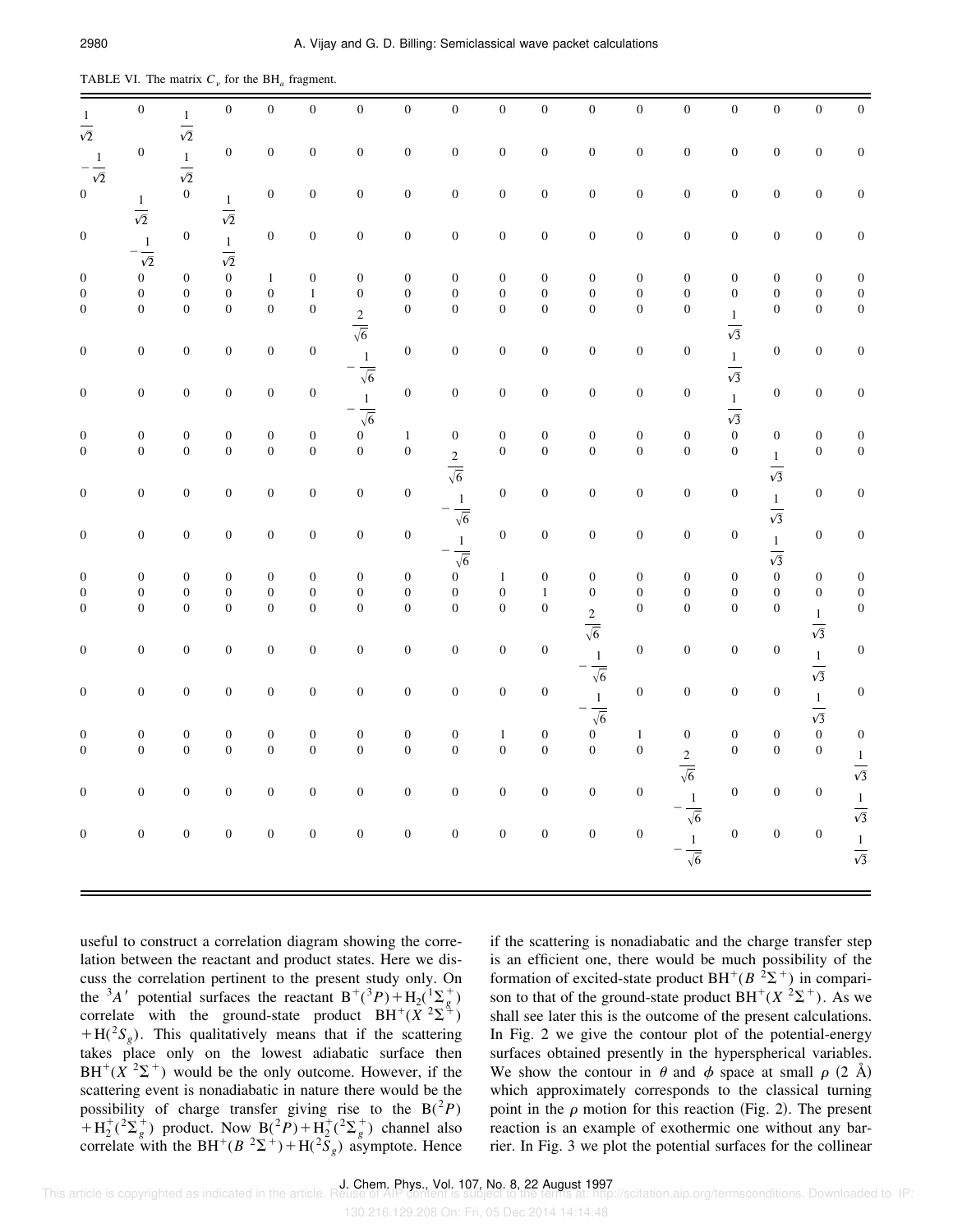TABLE VI. The matrix $C_\nu$ for the $BH_a$ fragment.

| | | | | | | | | | | | | | | | | | |
|---|---|---|---|---|---|---|---|---|---|---|---|---|---|---|---|---|---|
| $\frac{1}{\sqrt{2}}$ | 0 | $\frac{1}{\sqrt{2}}$ | 0 | 0 | 0 | 0 | 0 | 0 | 0 | 0 | 0 | 0 | 0 | 0 | 0 | 0 | 0 |
| $-\frac{1}{\sqrt{2}}$ | 0 | $\frac{1}{\sqrt{2}}$ | 0 | 0 | 0 | 0 | 0 | 0 | 0 | 0 | 0 | 0 | 0 | 0 | 0 | 0 | 0 |
| 0 | $\frac{1}{\sqrt{2}}$ | 0 | $\frac{1}{\sqrt{2}}$ | 0 | 0 | 0 | 0 | 0 | 0 | 0 | 0 | 0 | 0 | 0 | 0 | 0 | 0 |
| 0 | $-\frac{1}{\sqrt{2}}$ | 0 | $\frac{1}{\sqrt{2}}$ | 0 | 0 | 0 | 0 | 0 | 0 | 0 | 0 | 0 | 0 | 0 | 0 | 0 | 0 |
| 0 | 0 | 0 | 0 | 1 | 0 | 0 | 0 | 0 | 0 | 0 | 0 | 0 | 0 | 0 | 0 | 0 | 0 |
| 0 | 0 | 0 | 0 | 0 | 1 | 0 | 0 | 0 | 0 | 0 | 0 | 0 | 0 | 0 | 0 | 0 | 0 |
| 0 | 0 | 0 | 0 | 0 | 0 | $\frac{2}{\sqrt{6}}$ | 0 | 0 | 0 | 0 | 0 | 0 | 0 | $\frac{1}{\sqrt{3}}$ | 0 | 0 | 0 |
| 0 | 0 | 0 | 0 | 0 | 0 | $-\frac{1}{\sqrt{6}}$ | 0 | 0 | 0 | 0 | 0 | 0 | 0 | $\frac{1}{\sqrt{3}}$ | 0 | 0 | 0 |
| 0 | 0 | 0 | 0 | 0 | 0 | $-\frac{1}{\sqrt{6}}$ | 0 | 0 | 0 | 0 | 0 | 0 | 0 | $\frac{1}{\sqrt{3}}$ | 0 | 0 | 0 |
| 0 | 0 | 0 | 0 | 0 | 0 | 0 | 1 | 0 | 0 | 0 | 0 | 0 | 0 | 0 | 0 | 0 | 0 |
| 0 | 0 | 0 | 0 | 0 | 0 | 0 | 0 | $\frac{2}{\sqrt{6}}$ | 0 | 0 | 0 | 0 | 0 | 0 | $\frac{1}{\sqrt{3}}$ | 0 | 0 |
| 0 | 0 | 0 | 0 | 0 | 0 | 0 | 0 | $-\frac{1}{\sqrt{6}}$ | 0 | 0 | 0 | 0 | 0 | 0 | $\frac{1}{\sqrt{3}}$ | 0 | 0 |
| 0 | 0 | 0 | 0 | 0 | 0 | 0 | 0 | $-\frac{1}{\sqrt{6}}$ | 0 | 0 | 0 | 0 | 0 | 0 | $\frac{1}{\sqrt{3}}$ | 0 | 0 |
| 0 | 0 | 0 | 0 | 0 | 0 | 0 | 0 | 0 | 1 | 0 | 0 | 0 | 0 | 0 | 0 | 0 | 0 |
| 0 | 0 | 0 | 0 | 0 | 0 | 0 | 0 | 0 | 0 | 1 | 0 | 0 | 0 | 0 | 0 | 0 | 0 |
| 0 | 0 | 0 | 0 | 0 | 0 | 0 | 0 | 0 | 0 | 0 | $\frac{2}{\sqrt{6}}$ | 0 | 0 | 0 | 0 | $\frac{1}{\sqrt{3}}$ | 0 |
| 0 | 0 | 0 | 0 | 0 | 0 | 0 | 0 | 0 | 0 | 0 | $-\frac{1}{\sqrt{6}}$ | 0 | 0 | 0 | 0 | $\frac{1}{\sqrt{3}}$ | 0 |
| 0 | 0 | 0 | 0 | 0 | 0 | 0 | 0 | 0 | 0 | 0 | $-\frac{1}{\sqrt{6}}$ | 0 | 0 | 0 | 0 | $\frac{1}{\sqrt{3}}$ | 0 |
| 0 | 0 | 0 | 0 | 0 | 0 | 0 | 0 | 0 | 1 | 0 | 0 | 1 | 0 | 0 | 0 | 0 | 0 |
| 0 | 0 | 0 | 0 | 0 | 0 | 0 | 0 | 0 | 0 | 0 | 0 | 0 | $\frac{2}{\sqrt{6}}$ | 0 | 0 | 0 | $\frac{1}{\sqrt{3}}$ |
| 0 | 0 | 0 | 0 | 0 | 0 | 0 | 0 | 0 | 0 | 0 | 0 | 0 | $-\frac{1}{\sqrt{6}}$ | 0 | 0 | 0 | $\frac{1}{\sqrt{3}}$ |
| 0 | 0 | 0 | 0 | 0 | 0 | 0 | 0 | 0 | 0 | 0 | 0 | 0 | $-\frac{1}{\sqrt{6}}$ | 0 | 0 | 0 | $\frac{1}{\sqrt{3}}$ |

useful to construct a correlation diagram showing the correlation between the reactant and product states. Here we discuss the correlation pertinent to the present study only. On the $^3A'$ potential surfaces the reactant $B^+(^3P)+H_2(^1\Sigma_g^+)$ correlate with the ground-state product $BH^+(X\ ^2\Sigma^+)$ $+H(^2S_g)$. This qualitatively means that if the scattering takes place only on the lowest adiabatic surface then $BH^+(X\ ^2\Sigma^+)$ would be the only outcome. However, if the scattering event is nonadiabatic in nature there would be the possibility of charge transfer giving rise to the $B(^2P)$ $+H_2^+(^2\Sigma_g^+)$ product. Now $B(^2P)+H_2^+(^2\Sigma_g^+)$ channel also correlate with the $BH^+(B\ ^2\Sigma^+)+H(^2S_g)$ asymptote. Hence if the scattering is nonadiabatic and the charge transfer step is an efficient one, there would be much possibility of the formation of excited-state product $BH^+(B\ ^2\Sigma^+)$ in comparison to that of the ground-state product $BH^+(X\ ^2\Sigma^+)$. As we shall see later this is the outcome of the present calculations. In Fig. 2 we give the contour plot of the potential-energy surfaces obtained presently in the hyperspherical variables. We show the contour in $\theta$ and $\phi$ space at small $\rho$ (2 Å) which approximately corresponds to the classical turning point in the $\rho$ motion for this reaction (Fig. 2). The present reaction is an example of exothermic one without any barrier. In Fig. 3 we plot the potential surfaces for the collinear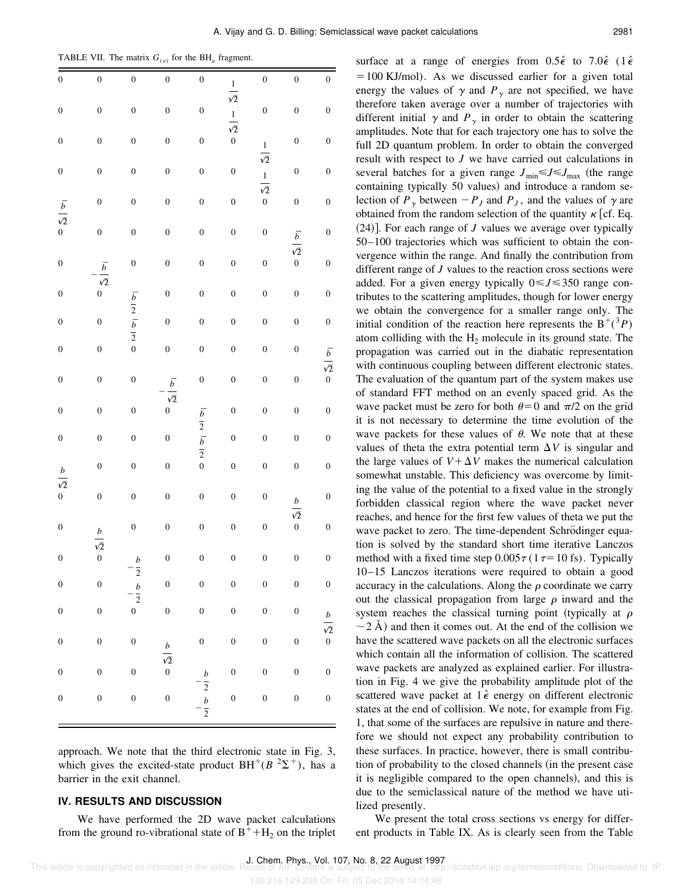TABLE VII. The matrix $G_{(\nu)}$ for the $BH_a$ fragment.

| | | | | | | | | |
|---|---|---|---|---|---|---|---|---|
| 0 | 0 | 0 | 0 | 0 | $\frac{1}{\sqrt{2}}$ | 0 | 0 | 0 |
| 0 | 0 | 0 | 0 | 0 | $\frac{1}{\sqrt{2}}$ | 0 | 0 | 0 |
| 0 | 0 | 0 | 0 | 0 | 0 | $\frac{1}{\sqrt{2}}$ | 0 | 0 |
| 0 | 0 | 0 | 0 | 0 | 0 | $\frac{1}{\sqrt{2}}$ | 0 | 0 |
| $\frac{\bar{b}}{\sqrt{2}}$ | 0 | 0 | 0 | 0 | 0 | 0 | 0 | 0 |
| 0 | 0 | 0 | 0 | 0 | 0 | 0 | $\frac{\bar{b}}{\sqrt{2}}$ | 0 |
| 0 | $-\frac{\bar{b}}{\sqrt{2}}$ | 0 | 0 | 0 | 0 | 0 | 0 | 0 |
| 0 | 0 | $\frac{\bar{b}}{2}$ | 0 | 0 | 0 | 0 | 0 | 0 |
| 0 | 0 | $\frac{\bar{b}}{2}$ | 0 | 0 | 0 | 0 | 0 | 0 |
| 0 | 0 | 0 | 0 | 0 | 0 | 0 | 0 | $\frac{\bar{b}}{\sqrt{2}}$ |
| 0 | 0 | 0 | $-\frac{\bar{b}}{\sqrt{2}}$ | 0 | 0 | 0 | 0 | 0 |
| 0 | 0 | 0 | 0 | $\frac{\bar{b}}{2}$ | 0 | 0 | 0 | 0 |
| 0 | 0 | 0 | 0 | $\frac{\bar{b}}{2}$ | 0 | 0 | 0 | 0 |
| $\frac{b}{\sqrt{2}}$ | 0 | 0 | 0 | 0 | 0 | 0 | 0 | 0 |
| 0 | 0 | 0 | 0 | 0 | 0 | 0 | $\frac{b}{\sqrt{2}}$ | 0 |
| 0 | $\frac{b}{\sqrt{2}}$ | 0 | 0 | 0 | 0 | 0 | 0 | 0 |
| 0 | 0 | $-\frac{b}{2}$ | 0 | 0 | 0 | 0 | 0 | 0 |
| 0 | 0 | $-\frac{b}{2}$ | 0 | 0 | 0 | 0 | 0 | 0 |
| 0 | 0 | 0 | 0 | 0 | 0 | 0 | 0 | $\frac{b}{\sqrt{2}}$ |
| 0 | 0 | 0 | $\frac{b}{\sqrt{2}}$ | 0 | 0 | 0 | 0 | 0 |
| 0 | 0 | 0 | 0 | $-\frac{b}{2}$ | 0 | 0 | 0 | 0 |
| 0 | 0 | 0 | 0 | $-\frac{b}{2}$ | 0 | 0 | 0 | 0 |

approach. We note that the third electronic state in Fig. 3, which gives the excited-state product $BH^+(B\ ^2\Sigma^+)$, has a barrier in the exit channel.

## IV. RESULTS AND DISCUSSION

We have performed the 2D wave packet calculations from the ground ro-vibrational state of $B^+ + H_2$ on the triplet surface at a range of energies from $0.5\hat{\epsilon}$ to $7.0\hat{\epsilon}$ ($1\hat{\epsilon} = 100$ KJ/mol). As we discussed earlier for a given total energy the values of $\gamma$ and $P_\gamma$ are not specified, we have therefore taken average over a number of trajectories with different initial $\gamma$ and $P_\gamma$ in order to obtain the scattering amplitudes. Note that for each trajectory one has to solve the full 2D quantum problem. In order to obtain the converged result with respect to $J$ we have carried out calculations in several batches for a given range $J_{\min} \leq J \leq J_{\max}$ (the range containing typically 50 values) and introduce a random selection of $P_\gamma$ between $-P_J$ and $P_J$, and the values of $\gamma$ are obtained from the random selection of the quantity $\kappa$ [cf. Eq. (24)]. For each range of $J$ values we average over typically 50–100 trajectories which was sufficient to obtain the convergence within the range. And finally the contribution from different range of $J$ values to the reaction cross sections were added. For a given energy typically $0 \leq J \leq 350$ range contributes to the scattering amplitudes, though for lower energy we obtain the convergence for a smaller range only. The initial condition of the reaction here represents the $B^+(^3P)$ atom colliding with the $H_2$ molecule in its ground state. The propagation was carried out in the diabatic representation with continuous coupling between different electronic states. The evaluation of the quantum part of the system makes use of standard FFT method on an evenly spaced grid. As the wave packet must be zero for both $\theta = 0$ and $\pi/2$ on the grid it is not necessary to determine the time evolution of the wave packets for these values of $\theta$. We note that at these values of theta the extra potential term $\Delta V$ is singular and the large values of $V + \Delta V$ makes the numerical calculation somewhat unstable. This deficiency was overcome by limiting the value of the potential to a fixed value in the strongly forbidden classical region where the wave packet never reaches, and hence for the first few values of theta we put the wave packet to zero. The time-dependent Schrödinger equation is solved by the standard short time iterative Lanczos method with a fixed time step $0.005\tau$ ($1\tau = 10$ fs). Typically 10–15 Lanczos iterations were required to obtain a good accuracy in the calculations. Along the $\rho$ coordinate we carry out the classical propagation from large $\rho$ inward and the system reaches the classical turning point (typically at $\rho \sim 2$ Å) and then it comes out. At the end of the collision we have the scattered wave packets on all the electronic surfaces which contain all the information of collision. The scattered wave packets are analyzed as explained earlier. For illustration in Fig. 4 we give the probability amplitude plot of the scattered wave packet at $1\hat{\epsilon}$ energy on different electronic states at the end of collision. We note, for example from Fig. 1, that some of the surfaces are repulsive in nature and therefore we should not expect any probability contribution to these surfaces. In practice, however, there is small contribution of probability to the closed channels (in the present case it is negligible compared to the open channels), and this is due to the semiclassical nature of the method we have utilized presently.

We present the total cross sections vs energy for different products in Table IX. As is clearly seen from the Table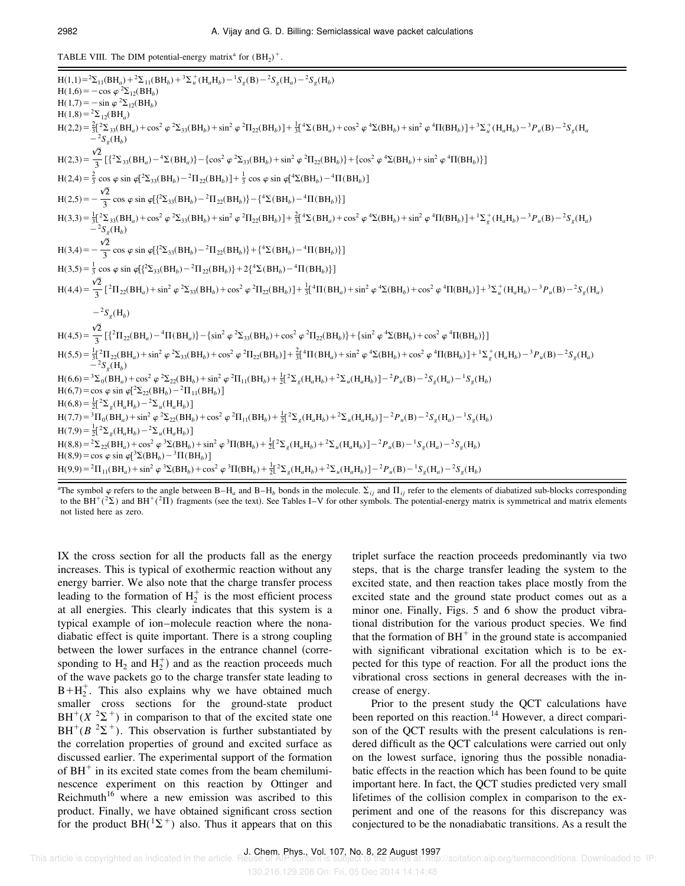TABLE VIII. The DIM potential-energy matrix[a] for $(BH_2)^+$.

$H(1,1) = {}^2\Sigma_{11}(BH_a) + {}^2\Sigma_{11}(BH_b) + {}^3\Sigma_u^+(H_aH_b) - {}^1S_g(B) - {}^2S_g(H_a) - {}^2S_g(H_b)$

$H(1,6) = -\cos\varphi\, {}^2\Sigma_{12}(BH_b)$

$H(1,7) = -\sin\varphi\, {}^2\Sigma_{12}(BH_b)$

$H(1,8) = {}^2\Sigma_{12}(BH_a)$

$H(2,2) = \frac{2}{3}[{}^2\Sigma_{33}(BH_a) + \cos^2\varphi\, {}^2\Sigma_{33}(BH_b) + \sin^2\varphi\, {}^2\Pi_{22}(BH_b)] + \frac{1}{3}[{}^4\Sigma(BH_a) + \cos^2\varphi\, {}^4\Sigma(BH_b) + \sin^2\varphi\, {}^4\Pi(BH_b)] + {}^3\Sigma_u^+(H_aH_b) - {}^3P_u(B) - {}^2S_g(H_a) - {}^2S_g(H_b)$

$H(2,3) = \frac{\sqrt{2}}{3}[\{{}^2\Sigma_{33}(BH_a) - {}^4\Sigma(BH_a)\} - \{\cos^2\varphi\, {}^2\Sigma_{33}(BH_b) + \sin^2\varphi\, {}^2\Pi_{22}(BH_b)\} + \{\cos^2\varphi\, {}^4\Sigma(BH_b) + \sin^2\varphi\, {}^4\Pi(BH_b)\}]$

$H(2,4) = \frac{2}{3}\cos\varphi\sin\varphi[{}^2\Sigma_{33}(BH_b) - {}^2\Pi_{22}(BH_b)] + \frac{1}{3}\cos\varphi\sin\varphi[{}^4\Sigma(BH_b) - {}^4\Pi(BH_b)]$

$H(2,5) = -\frac{\sqrt{2}}{3}\cos\varphi\sin\varphi[\{{}^2\Sigma_{33}(BH_b) - {}^2\Pi_{22}(BH_b)\} - \{{}^4\Sigma(BH_b) - {}^4\Pi(BH_b)\}]$

$H(3,3) = \frac{1}{3}[{}^2\Sigma_{33}(BH_a) + \cos^2\varphi\, {}^2\Sigma_{33}(BH_b) + \sin^2\varphi\, {}^2\Pi_{22}(BH_b)] + \frac{2}{3}[{}^4\Sigma(BH_a) + \cos^2\varphi\, {}^4\Sigma(BH_b) + \sin^2\varphi\, {}^4\Pi(BH_b)] + {}^1\Sigma_g^+(H_aH_b) - {}^3P_u(B) - {}^2S_g(H_a) - {}^2S_g(H_b)$

$H(3,4) = -\frac{\sqrt{2}}{3}\cos\varphi\sin\varphi[\{{}^2\Sigma_{33}(BH_b) - {}^2\Pi_{22}(BH_b)\} + \{{}^4\Sigma(BH_b) - {}^4\Pi(BH_b)\}]$

$H(3,5) = \frac{1}{3}\cos\varphi\sin\varphi[\{{}^2\Sigma_{33}(BH_b) - {}^2\Pi_{22}(BH_b)\} + 2\{{}^4\Sigma(BH_b) - {}^4\Pi(BH_b)\}]$

$H(4,4) = \frac{\sqrt{2}}{3}[{}^2\Pi_{22}(BH_a) + \sin^2\varphi\, {}^2\Sigma_{33}(BH_b) + \cos^2\varphi\, {}^2\Pi_{22}(BH_b)] + \frac{1}{3}[{}^4\Pi(BH_a) + \sin^2\varphi\, {}^4\Sigma(BH_b) + \cos^2\varphi\, {}^4\Pi(BH_b)] + {}^3\Sigma_u^+(H_aH_b) - {}^3P_u(B) - {}^2S_g(H_a) - {}^2S_g(H_b)$

$H(4,5) = \frac{\sqrt{2}}{3}[\{{}^2\Pi_{22}(BH_a) - {}^4\Pi(BH_a)\} - \{\sin^2\varphi\, {}^2\Sigma_{33}(BH_b) + \cos^2\varphi\, {}^2\Pi_{22}(BH_b)\} + \{\sin^2\varphi\, {}^4\Sigma(BH_b) + \cos^2\varphi\, {}^4\Pi(BH_b)\}]$

$H(5,5) = \frac{1}{3}[{}^2\Pi_{22}(BH_a) + \sin^2\varphi\, {}^2\Sigma_{33}(BH_b) + \cos^2\varphi\, {}^2\Pi_{22}(BH_b)] + \frac{2}{3}[{}^4\Pi(BH_a) + \sin^2\varphi\, {}^4\Sigma(BH_b) + \cos^2\varphi\, {}^4\Pi(BH_b)] + {}^1\Sigma_g^+(H_aH_b) - {}^3P_u(B) - {}^2S_g(H_a) - {}^2S_g(H_b)$

$H(6,6) = {}^3\Sigma_0(BH_a) + \cos^2\varphi\, {}^2\Sigma_{22}(BH_b) + \sin^2\varphi\, {}^2\Pi_{11}(BH_b) + \frac{1}{2}[{}^2\Sigma_g(H_aH_b) + {}^2\Sigma_u(H_aH_b)] - {}^2P_u(B) - {}^2S_g(H_a) - {}^1S_g(H_b)$

$H(6,7) = \cos\varphi\sin\varphi[{}^2\Sigma_{22}(BH_b) - {}^2\Pi_{11}(BH_b)]$

$H(6,8) = \frac{1}{2}[{}^2\Sigma_g(H_aH_b) - {}^2\Sigma_u(H_aH_b)]$

$H(7,7) = {}^3\Pi_0(BH_a) + \sin^2\varphi\, {}^2\Sigma_{22}(BH_b) + \cos^2\varphi\, {}^2\Pi_{11}(BH_b) + \frac{1}{2}[{}^2\Sigma_g(H_aH_b) + {}^2\Sigma_u(H_aH_b)] - {}^2P_u(B) - {}^2S_g(H_a) - {}^1S_g(H_b)$

$H(7,9) = \frac{1}{2}[{}^2\Sigma_g(H_aH_b) - {}^2\Sigma_u(H_aH_b)]$

$H(8,8) = {}^2\Sigma_{22}(BH_a) + \cos^2\varphi\, {}^3\Sigma(BH_b) + \sin^2\varphi\, {}^3\Pi(BH_b) + \frac{1}{2}[{}^2\Sigma_g(H_aH_b) + {}^2\Sigma_u(H_aH_b)] - {}^2P_u(B) - {}^1S_g(H_a) - {}^2S_g(H_b)$

$H(8,9) = \cos\varphi\sin\varphi[{}^3\Sigma(BH_b) - {}^3\Pi(BH_b)]$

$H(9,9) = {}^2\Pi_{11}(BH_a) + \sin^2\varphi\, {}^3\Sigma(BH_b) + \cos^2\varphi\, {}^3\Pi(BH_b) + \frac{1}{2}[{}^2\Sigma_g(H_aH_b) + {}^2\Sigma_u(H_aH_b)] - {}^2P_u(B) - {}^1S_g(H_a) - {}^2S_g(H_b)$

[a]The symbol $\varphi$ refers to the angle between B–$H_a$ and B–$H_b$ bonds in the molecule. $\Sigma_{ij}$ and $\Pi_{ij}$ refer to the elements of diabatized sub-blocks corresponding to the $BH^+({}^2\Sigma)$ and $BH^+({}^2\Pi)$ fragments (see the text). See Tables I–V for other symbols. The potential-energy matrix is symmetrical and matrix elements not listed here as zero.

IX the cross section for all the products fall as the energy increases. This is typical of exothermic reaction without any energy barrier. We also note that the charge transfer process leading to the formation of $H_2^+$ is the most efficient process at all energies. This clearly indicates that this system is a typical example of ion–molecule reaction where the nonadiabatic effect is quite important. There is a strong coupling between the lower surfaces in the entrance channel (corresponding to $H_2$ and $H_2^+$) and as the reaction proceeds much of the wave packets go to the charge transfer state leading to $B+H_2^+$. This also explains why we have obtained much smaller cross sections for the ground-state product $BH^+(X\ {}^2\Sigma^+)$ in comparison to that of the excited state one $BH^+(B\ {}^2\Sigma^+)$. This observation is further substantiated by the correlation properties of ground and excited surface as discussed earlier. The experimental support of the formation of $BH^+$ in its excited state comes from the beam chemiluminescence experiment on this reaction by Ottinger and Reichmuth[16] where a new emission was ascribed to this product. Finally, we have obtained significant cross section for the product $BH({}^1\Sigma^+)$ also. Thus it appears that on this triplet surface the reaction proceeds predominantly via two steps, that is the charge transfer leading the system to the excited state, and then reaction takes place mostly from the excited state and the ground state product comes out as a minor one. Finally, Figs. 5 and 6 show the product vibrational distribution for the various product species. We find that the formation of $BH^+$ in the ground state is accompanied with significant vibrational excitation which is to be expected for this type of reaction. For all the product ions the vibrational cross sections in general decreases with the increase of energy.

Prior to the present study the QCT calculations have been reported on this reaction.[14] However, a direct comparison of the QCT results with the present calculations is rendered difficult as the QCT calculations were carried out only on the lowest surface, ignoring thus the possible nonadiabatic effects in the reaction which has been found to be quite important here. In fact, the QCT studies predicted very small lifetimes of the collision complex in comparison to the experiment and one of the reasons for this discrepancy was conjectured to be the nonadiabatic transitions. As a result the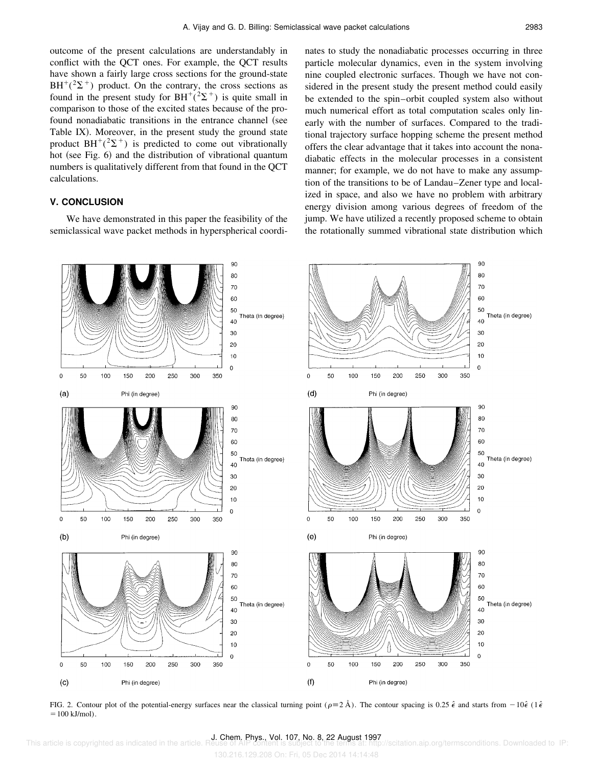outcome of the present calculations are understandably in conflict with the QCT ones. For example, the QCT results have shown a fairly large cross sections for the ground-state $BH^+(^2\Sigma^+)$ product. On the contrary, the cross sections as found in the present study for $BH^+(^2\Sigma^+)$ is quite small in comparison to those of the excited states because of the profound nonadiabatic transitions in the entrance channel (see Table IX). Moreover, in the present study the ground state product $BH^+(^2\Sigma^+)$ is predicted to come out vibrationally hot (see Fig. 6) and the distribution of vibrational quantum numbers is qualitatively different from that found in the QCT calculations.

## V. CONCLUSION

We have demonstrated in this paper the feasibility of the semiclassical wave packet methods in hyperspherical coordinates to study the nonadiabatic processes occurring in three particle molecular dynamics, even in the system involving nine coupled electronic surfaces. Though we have not considered in the present study the present method could easily be extended to the spin–orbit coupled system also without much numerical effort as total computation scales only linearly with the number of surfaces. Compared to the traditional trajectory surface hopping scheme the present method offers the clear advantage that it takes into account the nonadiabatic effects in the molecular processes in a consistent manner; for example, we do not have to make any assumption of the transitions to be of Landau–Zener type and localized in space, and also we have no problem with arbitrary energy division among various degrees of freedom of the jump. We have utilized a recently proposed scheme to obtain the rotationally summed vibrational state distribution which

FIG. 2. Contour plot of the potential-energy surfaces near the classical turning point ($\rho \equiv 2$ Å). The contour spacing is $0.25\,\hat{\epsilon}$ and starts from $-10\hat{\epsilon}$ ($1\,\hat{\epsilon} = 100$ kJ/mol).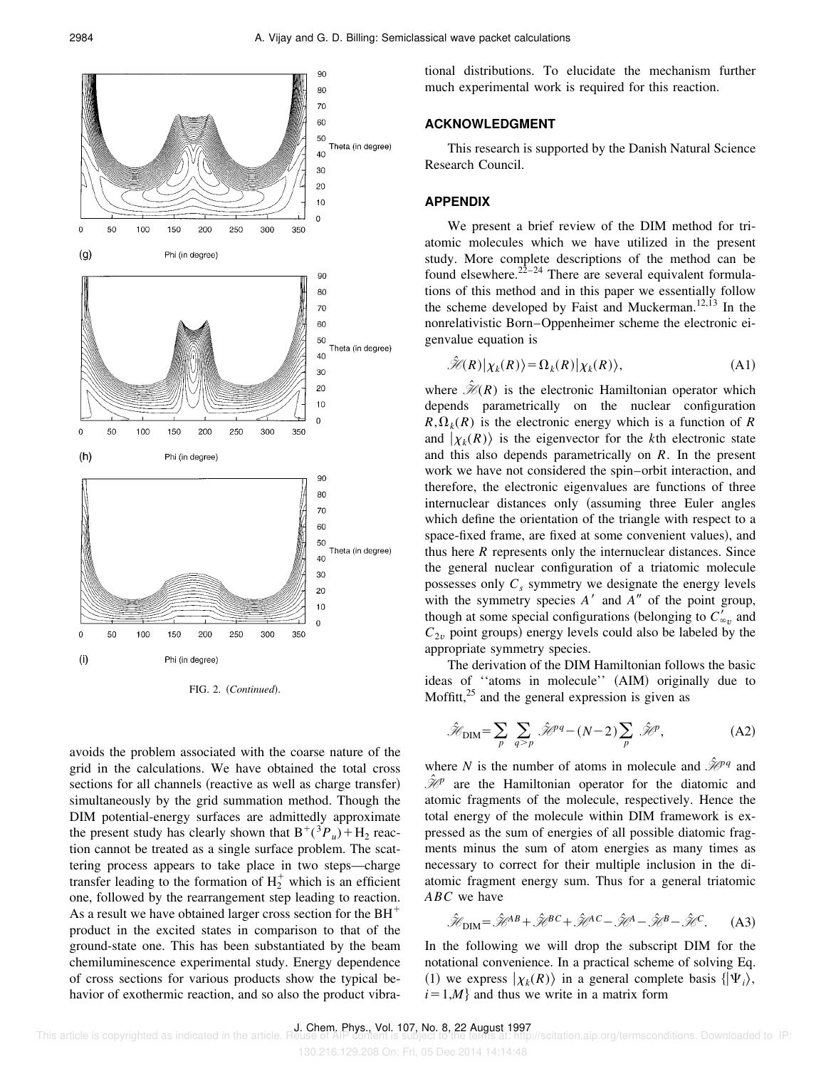(g)

(h)

(i)

FIG. 2. (*Continued*).

avoids the problem associated with the coarse nature of the grid in the calculations. We have obtained the total cross sections for all channels (reactive as well as charge transfer) simultaneously by the grid summation method. Though the DIM potential-energy surfaces are admittedly approximate the present study has clearly shown that $B^+(^3P_u) + H_2$ reaction cannot be treated as a single surface problem. The scattering process appears to take place in two steps—charge transfer leading to the formation of $H_2^+$ which is an efficient one, followed by the rearrangement step leading to reaction. As a result we have obtained larger cross section for the $BH^+$ product in the excited states in comparison to that of the ground-state one. This has been substantiated by the beam chemiluminescence experimental study. Energy dependence of cross sections for various products show the typical behavior of exothermic reaction, and so also the product vibrational distributions. To elucidate the mechanism further much experimental work is required for this reaction.

## ACKNOWLEDGMENT

This research is supported by the Danish Natural Science Research Council.

## APPENDIX

We present a brief review of the DIM method for triatomic molecules which we have utilized in the present study. More complete descriptions of the method can be found elsewhere.[22–24] There are several equivalent formulations of this method and in this paper we essentially follow the scheme developed by Faist and Muckerman.[12,13] In the nonrelativistic Born–Oppenheimer scheme the electronic eigenvalue equation is

$$\hat{\mathscr{H}}(R)|\chi_k(R)\rangle = \Omega_k(R)|\chi_k(R)\rangle, \tag{A1}$$

where $\hat{\mathscr{H}}(R)$ is the electronic Hamiltonian operator which depends parametrically on the nuclear configuration $R, \Omega_k(R)$ is the electronic energy which is a function of $R$ and $|\chi_k(R)\rangle$ is the eigenvector for the $k$th electronic state and this also depends parametrically on $R$. In the present work we have not considered the spin–orbit interaction, and therefore, the electronic eigenvalues are functions of three internuclear distances only (assuming three Euler angles which define the orientation of the triangle with respect to a space-fixed frame, are fixed at some convenient values), and thus here $R$ represents only the internuclear distances. Since the general nuclear configuration of a triatomic molecule possesses only $C_s$ symmetry we designate the energy levels with the symmetry species $A'$ and $A''$ of the point group, though at some special configurations (belonging to $C'_{\infty v}$ and $C_{2v}$ point groups) energy levels could also be labeled by the appropriate symmetry species.

The derivation of the DIM Hamiltonian follows the basic ideas of ''atoms in molecule'' (AIM) originally due to Moffitt,[25] and the general expression is given as

$$\hat{\mathscr{H}}_{\mathrm{DIM}} = \sum_p \sum_{q>p} \hat{\mathscr{H}}^{pq} - (N-2)\sum_p \hat{\mathscr{H}}^p, \tag{A2}$$

where $N$ is the number of atoms in molecule and $\hat{\mathscr{H}}^{pq}$ and $\hat{\mathscr{H}}^p$ are the Hamiltonian operator for the diatomic and atomic fragments of the molecule, respectively. Hence the total energy of the molecule within DIM framework is expressed as the sum of energies of all possible diatomic fragments minus the sum of atom energies as many times as necessary to correct for their multiple inclusion in the diatomic fragment energy sum. Thus for a general triatomic $ABC$ we have

$$\hat{\mathscr{H}}_{\mathrm{DIM}} = \hat{\mathscr{H}}^{AB} + \hat{\mathscr{H}}^{BC} + \hat{\mathscr{H}}^{AC} - \hat{\mathscr{H}}^{A} - \hat{\mathscr{H}}^{B} - \hat{\mathscr{H}}^{C}. \tag{A3}$$

In the following we will drop the subscript DIM for the notational convenience. In a practical scheme of solving Eq. (1) we express $|\chi_k(R)\rangle$ in a general complete basis $\{|\Psi_i\rangle, i=1,M\}$ and thus we write in a matrix form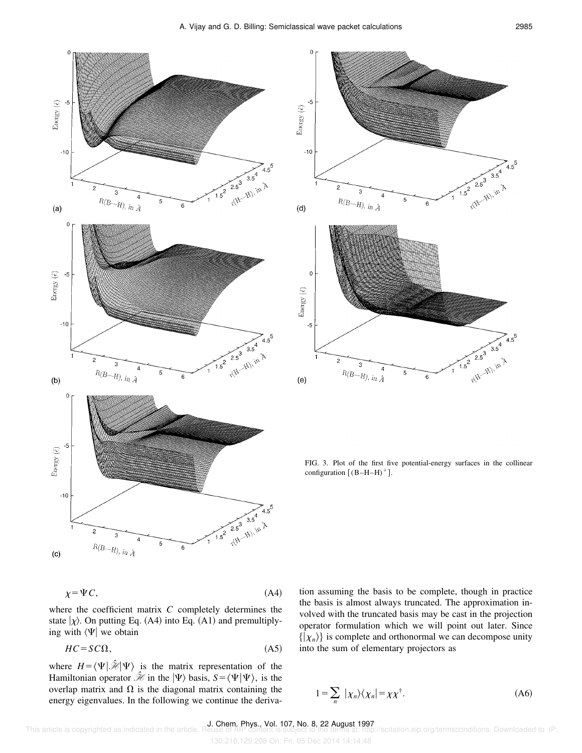FIG. 3. Plot of the first five potential-energy surfaces in the collinear configuration $[(B-H-H)^+]$.

$$\chi = \Psi C, \tag{A4}$$

where the coefficient matrix $C$ completely determines the state $|\chi\rangle$. On putting Eq. (A4) into Eq. (A1) and premultiplying with $\langle\Psi|$ we obtain

$$HC = SC\Omega, \tag{A5}$$

where $H = \langle\Psi|\hat{\mathscr{H}}|\Psi\rangle$ is the matrix representation of the Hamiltonian operator $\hat{\mathscr{H}}$ in the $|\Psi\rangle$ basis, $S = \langle\Psi|\Psi\rangle$, is the overlap matrix and $\Omega$ is the diagonal matrix containing the energy eigenvalues. In the following we continue the derivation assuming the basis to be complete, though in practice the basis is almost always truncated. The approximation involved with the truncated basis may be cast in the projection operator formulation which we will point out later. Since $\{|\chi_n\rangle\}$ is complete and orthonormal we can decompose unity into the sum of elementary projectors as

$$1 = \sum_n |\chi_n\rangle\langle\chi_n| = \chi\chi^\dagger. \tag{A6}$$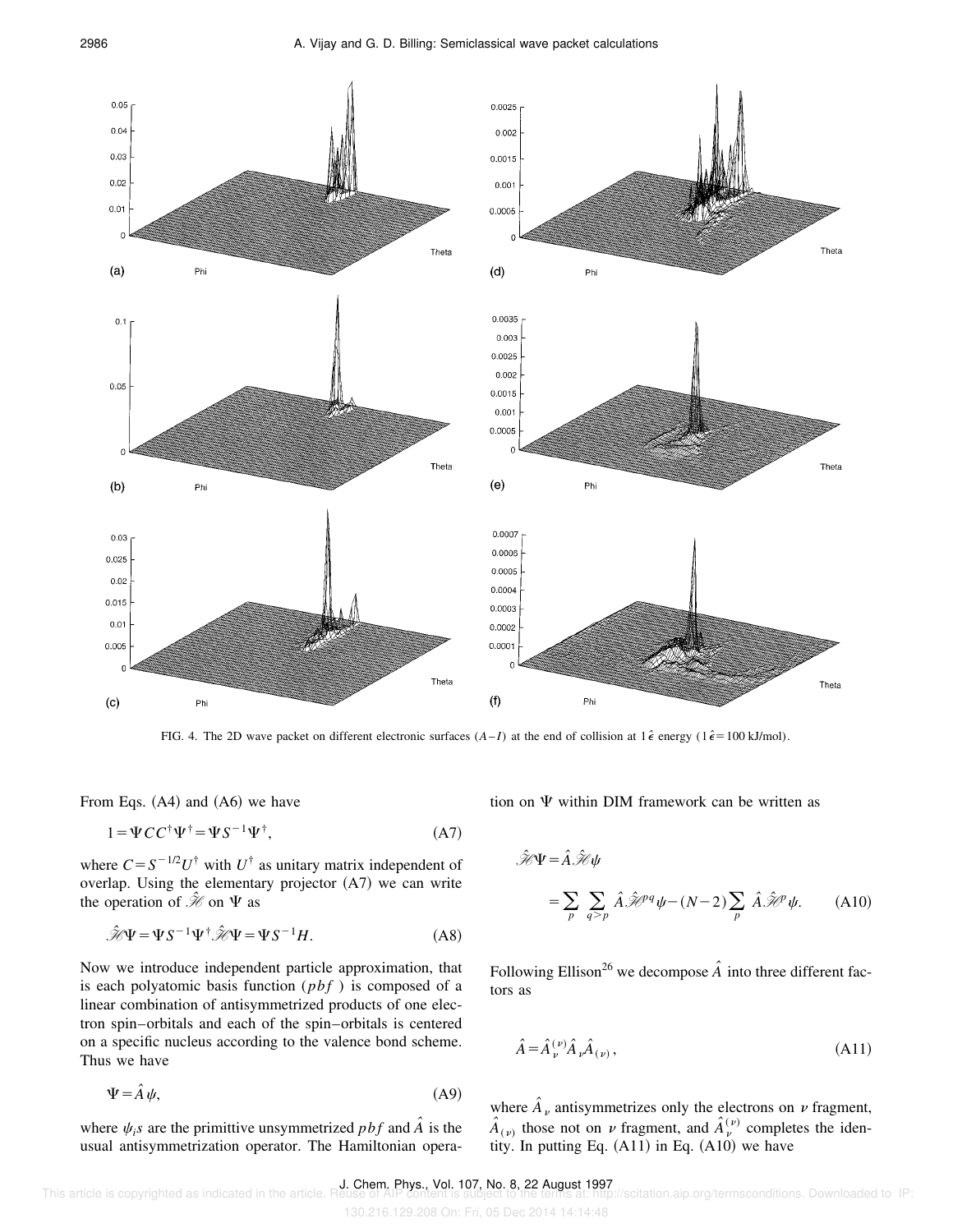FIG. 4. The 2D wave packet on different electronic surfaces $(A-I)$ at the end of collision at $1\hat{\epsilon}$ energy $(1\hat{\epsilon}=100$ kJ/mol).

From Eqs. (A4) and (A6) we have

$$1=\Psi CC^{\dagger}\Psi^{\dagger}=\Psi S^{-1}\Psi^{\dagger}, \tag{A7}$$

where $C=S^{-1/2}U^{\dagger}$ with $U^{\dagger}$ as unitary matrix independent of overlap. Using the elementary projector (A7) we can write the operation of $\hat{\mathscr{H}}$ on $\Psi$ as

$$\hat{\mathscr{H}}\Psi=\Psi S^{-1}\Psi^{\dagger}.\hat{\mathscr{H}}\Psi=\Psi S^{-1}H. \tag{A8}$$

Now we introduce independent particle approximation, that is each polyatomic basis function ($pbf$) is composed of a linear combination of antisymmetrized products of one electron spin–orbitals and each of the spin–orbitals is centered on a specific nucleus according to the valence bond scheme. Thus we have

$$\Psi=\hat{A}\psi, \tag{A9}$$

where $\psi_i s$ are the primittive unsymmetrized $pbf$ and $\hat{A}$ is the usual antisymmetrization operator. The Hamiltonian operation on $\Psi$ within DIM framework can be written as

$$\hat{\mathscr{H}}\Psi=\hat{A}.\hat{\mathscr{H}}\psi$$
$$=\sum_{p}\sum_{q>p}\hat{A}.\hat{\mathscr{H}}^{pq}\psi-(N-2)\sum_{p}\hat{A}.\hat{\mathscr{H}}^{p}\psi. \tag{A10}$$

Following Ellison[26] we decompose $\hat{A}$ into three different factors as

$$\hat{A}=\hat{A}_{\nu}^{(\nu)}\hat{A}_{\nu}\hat{A}_{(\nu)}, \tag{A11}$$

where $\hat{A}_{\nu}$ antisymmetrizes only the electrons on $\nu$ fragment, $\hat{A}_{(\nu)}$ those not on $\nu$ fragment, and $\hat{A}_{\nu}^{(\nu)}$ completes the identity. In putting Eq. (A11) in Eq. (A10) we have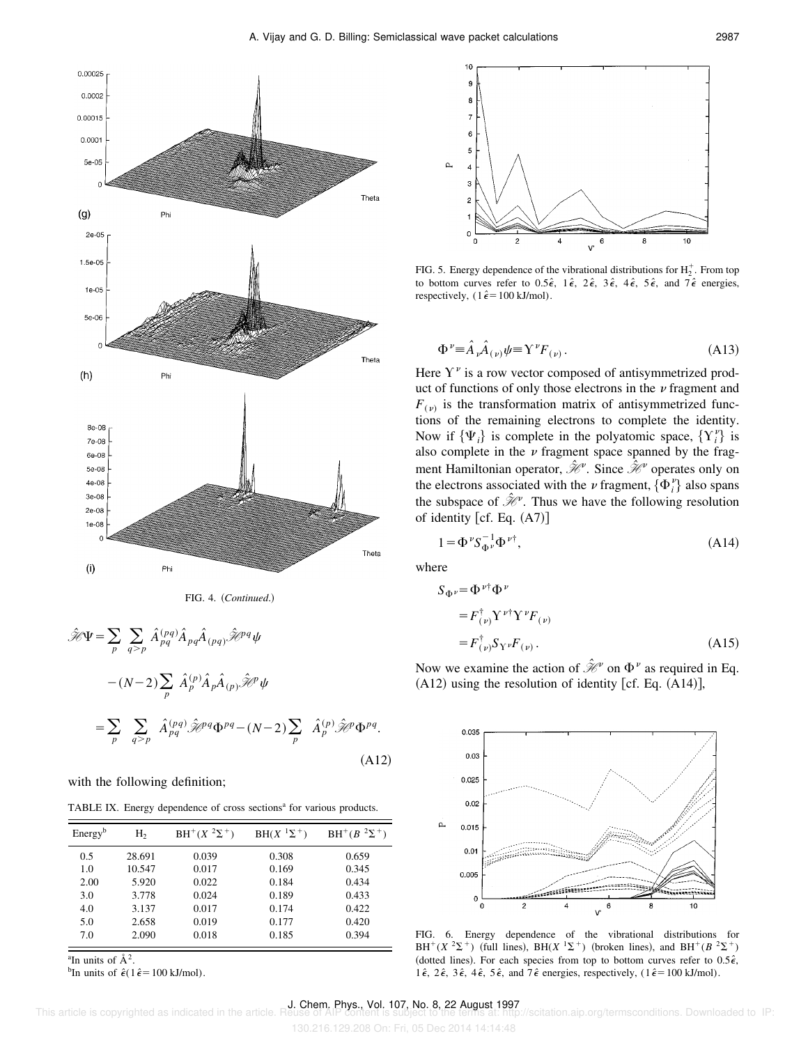FIG. 4. (*Continued.*)

$$
\hat{\mathscr{H}}\Psi = \sum_p \sum_{q>p} \hat{A}_{pq}^{(pq)} \hat{A}_{pq} \hat{A}_{(pq)} \hat{\mathscr{H}}^{pq} \psi - (N-2) \sum_p \hat{A}_p^{(p)} \hat{A}_p \hat{A}_{(p)} \hat{\mathscr{H}}^p \psi
$$

$$
= \sum_p \sum_{q>p} \hat{A}_{pq}^{(pq)} \hat{\mathscr{H}}^{pq} \Phi^{pq} - (N-2) \sum_p \hat{A}_p^{(p)} \hat{\mathscr{H}}^p \Phi^{pq}. \tag{A12}
$$

with the following definition;

TABLE IX. Energy dependence of cross sections[a] for various products.

| Energy[b] | $H_2$ | $BH^+(X\ ^2\Sigma^+)$ | $BH(X\ ^1\Sigma^+)$ | $BH^+(B\ ^2\Sigma^+)$ |
|---|---|---|---|---|
| 0.5 | 28.691 | 0.039 | 0.308 | 0.659 |
| 1.0 | 10.547 | 0.017 | 0.169 | 0.345 |
| 2.00 | 5.920 | 0.022 | 0.184 | 0.434 |
| 3.0 | 3.778 | 0.024 | 0.189 | 0.433 |
| 4.0 | 3.137 | 0.017 | 0.174 | 0.422 |
| 5.0 | 2.658 | 0.019 | 0.177 | 0.420 |
| 7.0 | 2.090 | 0.018 | 0.185 | 0.394 |

[a]In units of Å$^2$.

[b]In units of $\hat{\epsilon}$ ($1\hat{\epsilon}$=100 kJ/mol).

FIG. 5. Energy dependence of the vibrational distributions for $H_2^+$. From top to bottom curves refer to $0.5\hat{\epsilon}$, $1\hat{\epsilon}$, $2\hat{\epsilon}$, $3\hat{\epsilon}$, $4\hat{\epsilon}$, $5\hat{\epsilon}$, and $7\hat{\epsilon}$ energies, respectively, ($1\hat{\epsilon}$=100 kJ/mol).

$$
\Phi^{\nu} \equiv \hat{A}_{\nu} \hat{A}_{(\nu)} \psi \equiv \Upsilon^{\nu} F_{(\nu)}. \tag{A13}
$$

Here $\Upsilon^{\nu}$ is a row vector composed of antisymmetrized product of functions of only those electrons in the $\nu$ fragment and $F_{(\nu)}$ is the transformation matrix of antisymmetrized functions of the remaining electrons to complete the identity. Now if $\{\Psi_i\}$ is complete in the polyatomic space, $\{\Upsilon_i^{\nu}\}$ is also complete in the $\nu$ fragment space spanned by the fragment Hamiltonian operator, $\hat{\mathscr{H}}^{\nu}$. Since $\hat{\mathscr{H}}^{\nu}$ operates only on the electrons associated with the $\nu$ fragment, $\{\Phi_i^{\nu}\}$ also spans the subspace of $\hat{\mathscr{H}}^{\nu}$. Thus we have the following resolution of identity [cf. Eq. (A7)]

$$
1 = \Phi^{\nu} S_{\Phi^{\nu}}^{-1} \Phi^{\nu\dagger}, \tag{A14}
$$

where

$$
S_{\Phi^{\nu}} = \Phi^{\nu\dagger} \Phi^{\nu} = F_{(\nu)}^{\dagger} \Upsilon^{\nu\dagger} \Upsilon^{\nu} F_{(\nu)} = F_{(\nu)}^{\dagger} S_{\Upsilon^{\nu}} F_{(\nu)}. \tag{A15}
$$

Now we examine the action of $\hat{\mathscr{H}}^{\nu}$ on $\Phi^{\nu}$ as required in Eq. (A12) using the resolution of identity [cf. Eq. (A14)],

FIG. 6. Energy dependence of the vibrational distributions for $BH^+(X\ ^2\Sigma^+)$ (full lines), $BH(X\ ^1\Sigma^+)$ (broken lines), and $BH^+(B\ ^2\Sigma^+)$ (dotted lines). For each species from top to bottom curves refer to $0.5\hat{\epsilon}$, $1\hat{\epsilon}$, $2\hat{\epsilon}$, $3\hat{\epsilon}$, $4\hat{\epsilon}$, $5\hat{\epsilon}$, and $7\hat{\epsilon}$ energies, respectively, ($1\hat{\epsilon}$=100 kJ/mol).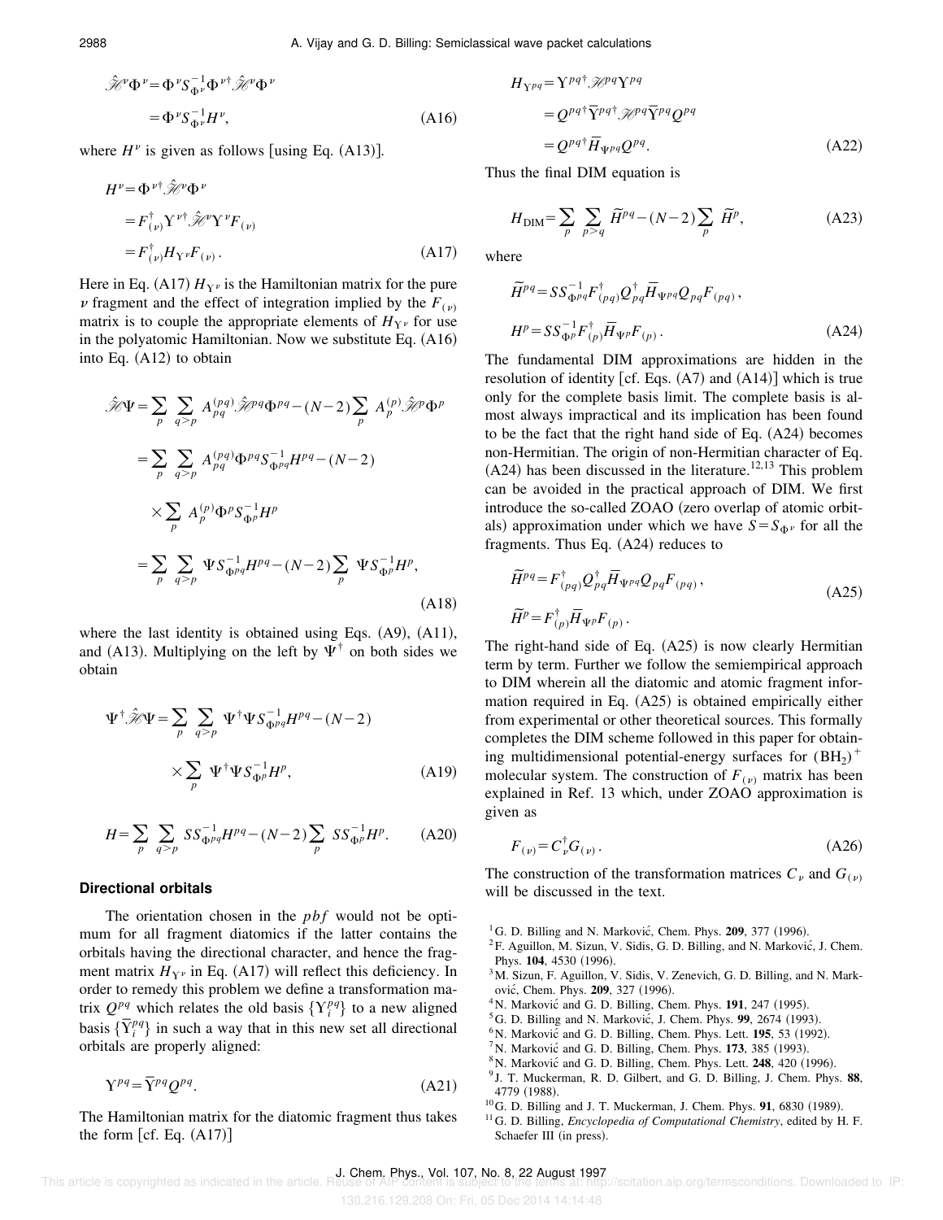$$\hat{\mathscr{H}}^{\nu}\Phi^{\nu}=\Phi^{\nu}S_{\Phi^{\nu}}^{-1}\Phi^{\nu\dagger}\hat{\mathscr{H}}^{\nu}\Phi^{\nu}$$

$$=\Phi^{\nu}S_{\Phi^{\nu}}^{-1}H^{\nu},\tag{A16}$$

where $H^{\nu}$ is given as follows [using Eq. (A13)].

$$H^{\nu}=\Phi^{\nu\dagger}\hat{\mathscr{H}}^{\nu}\Phi^{\nu}$$

$$=F_{(\nu)}^{\dagger}\Upsilon^{\nu\dagger}\hat{\mathscr{H}}^{\nu}\Upsilon^{\nu}F_{(\nu)}$$

$$=F_{(\nu)}^{\dagger}H_{\Upsilon^{\nu}}F_{(\nu)}.\tag{A17}$$

Here in Eq. (A17) $H_{\Upsilon^{\nu}}$ is the Hamiltonian matrix for the pure $\nu$ fragment and the effect of integration implied by the $F_{(\nu)}$ matrix is to couple the appropriate elements of $H_{\Upsilon^{\nu}}$ for use in the polyatomic Hamiltonian. Now we substitute Eq. (A16) into Eq. (A12) to obtain

$$\hat{\mathscr{H}}\Psi=\sum_{p}\sum_{q>p}A_{pq}^{(pq)}\hat{\mathscr{H}}^{pq}\Phi^{pq}-(N-2)\sum_{p}A_{p}^{(p)}\hat{\mathscr{H}}^{p}\Phi^{p}$$

$$=\sum_{p}\sum_{q>p}A_{pq}^{(pq)}\Phi^{pq}S_{\Phi^{pq}}^{-1}H^{pq}-(N-2)$$

$$\times\sum_{p}A_{p}^{(p)}\Phi^{p}S_{\Phi^{p}}^{-1}H^{p}$$

$$=\sum_{p}\sum_{q>p}\Psi S_{\Phi^{pq}}^{-1}H^{pq}-(N-2)\sum_{p}\Psi S_{\Phi^{p}}^{-1}H^{p},\tag{A18}$$

where the last identity is obtained using Eqs. (A9), (A11), and (A13). Multiplying on the left by $\Psi^{\dagger}$ on both sides we obtain

$$\Psi^{\dagger}\hat{\mathscr{H}}\Psi=\sum_{p}\sum_{q>p}\Psi^{\dagger}\Psi S_{\Phi^{pq}}^{-1}H^{pq}-(N-2)$$

$$\times\sum_{p}\Psi^{\dagger}\Psi S_{\Phi^{p}}^{-1}H^{p},\tag{A19}$$

$$H=\sum_{p}\sum_{q>p}SS_{\Phi^{pq}}^{-1}H^{pq}-(N-2)\sum_{p}SS_{\Phi^{p}}^{-1}H^{p}.\tag{A20}$$

### Directional orbitals

The orientation chosen in the *pbf* would not be optimum for all fragment diatomics if the latter contains the orbitals having the directional character, and hence the fragment matrix $H_{\Upsilon^{\nu}}$ in Eq. (A17) will reflect this deficiency. In order to remedy this problem we define a transformation matrix $Q^{pq}$ which relates the old basis $\{\Upsilon_i^{pq}\}$ to a new aligned basis $\{\bar{\Upsilon}_i^{pq}\}$ in such a way that in this new set all directional orbitals are properly aligned:

$$\Upsilon^{pq}=\bar{\Upsilon}^{pq}Q^{pq}.\tag{A21}$$

The Hamiltonian matrix for the diatomic fragment thus takes the form [cf. Eq. (A17)]

$$H_{\Upsilon^{pq}}=\Upsilon^{pq\dagger}\mathscr{H}^{pq}\Upsilon^{pq}$$

$$=Q^{pq\dagger}\bar{\Upsilon}^{pq\dagger}\mathscr{H}^{pq}\bar{\Upsilon}^{pq}Q^{pq}$$

$$=Q^{pq\dagger}\bar{H}_{\Psi^{pq}}Q^{pq}.\tag{A22}$$

Thus the final DIM equation is

$$H_{\mathrm{DIM}}=\sum_{p}\sum_{p>q}\tilde{H}^{pq}-(N-2)\sum_{p}\tilde{H}^{p},\tag{A23}$$

where

$$\tilde{H}^{pq}=SS_{\Phi^{pq}}^{-1}F_{(pq)}^{\dagger}Q_{pq}^{\dagger}\bar{H}_{\Psi^{pq}}Q_{pq}F_{(pq)},$$

$$H^{p}=SS_{\Phi^{p}}^{-1}F_{(p)}^{\dagger}\bar{H}_{\Psi^{p}}F_{(p)}.\tag{A24}$$

The fundamental DIM approximations are hidden in the resolution of identity [cf. Eqs. (A7) and (A14)] which is true only for the complete basis limit. The complete basis is almost always impractical and its implication has been found to be the fact that the right hand side of Eq. (A24) becomes non-Hermitian. The origin of non-Hermitian character of Eq. (A24) has been discussed in the literature.[12,13] This problem can be avoided in the practical approach of DIM. We first introduce the so-called ZOAO (zero overlap of atomic orbitals) approximation under which we have $S=S_{\Phi^{\nu}}$ for all the fragments. Thus Eq. (A24) reduces to

$$\tilde{H}^{pq}=F_{(pq)}^{\dagger}Q_{pq}^{\dagger}\bar{H}_{\Psi^{pq}}Q_{pq}F_{(pq)},$$

$$\tilde{H}^{p}=F_{(p)}^{\dagger}\bar{H}_{\Psi^{p}}F_{(p)}.\tag{A25}$$

The right-hand side of Eq. (A25) is now clearly Hermitian term by term. Further we follow the semiempirical approach to DIM wherein all the diatomic and atomic fragment information required in Eq. (A25) is obtained empirically either from experimental or other theoretical sources. This formally completes the DIM scheme followed in this paper for obtaining multidimensional potential-energy surfaces for $(BH_2)^+$ molecular system. The construction of $F_{(\nu)}$ matrix has been explained in Ref. 13 which, under ZOAO approximation is given as

$$F_{(\nu)}=C_{\nu}^{\dagger}G_{(\nu)}.\tag{A26}$$

The construction of the transformation matrices $C_{\nu}$ and $G_{(\nu)}$ will be discussed in the text.

[1] G. D. Billing and N. Marković, Chem. Phys. **209**, 377 (1996).
[2] F. Aguillon, M. Sizun, V. Sidis, G. D. Billing, and N. Marković, J. Chem. Phys. **104**, 4530 (1996).
[3] M. Sizun, F. Aguillon, V. Sidis, V. Zenevich, G. D. Billing, and N. Marković, Chem. Phys. **209**, 327 (1996).
[4] N. Marković and G. D. Billing, Chem. Phys. **191**, 247 (1995).
[5] G. D. Billing and N. Marković, J. Chem. Phys. **99**, 2674 (1993).
[6] N. Marković and G. D. Billing, Chem. Phys. Lett. **195**, 53 (1992).
[7] N. Marković and G. D. Billing, Chem. Phys. **173**, 385 (1993).
[8] N. Marković and G. D. Billing, Chem. Phys. Lett. **248**, 420 (1996).
[9] J. T. Muckerman, R. D. Gilbert, and G. D. Billing, J. Chem. Phys. **88**, 4779 (1988).
[10] G. D. Billing and J. T. Muckerman, J. Chem. Phys. **91**, 6830 (1989).
[11] G. D. Billing, *Encyclopedia of Computational Chemistry*, edited by H. F. Schaefer III (in press).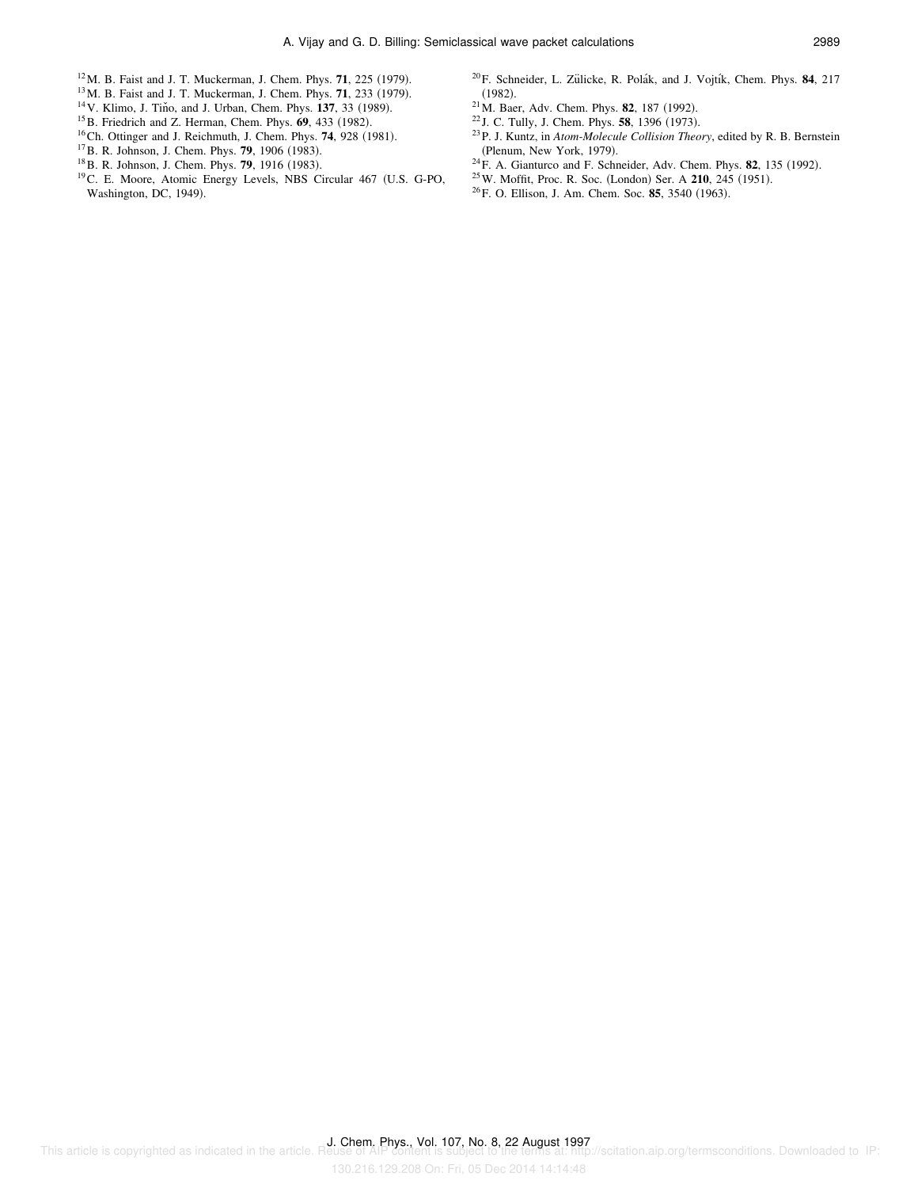[12] M. B. Faist and J. T. Muckerman, J. Chem. Phys. **71**, 225 (1979).
[13] M. B. Faist and J. T. Muckerman, J. Chem. Phys. **71**, 233 (1979).
[14] V. Klimo, J. Tiňo, and J. Urban, Chem. Phys. **137**, 33 (1989).
[15] B. Friedrich and Z. Herman, Chem. Phys. **69**, 433 (1982).
[16] Ch. Ottinger and J. Reichmuth, J. Chem. Phys. **74**, 928 (1981).
[17] B. R. Johnson, J. Chem. Phys. **79**, 1906 (1983).
[18] B. R. Johnson, J. Chem. Phys. **79**, 1916 (1983).
[19] C. E. Moore, Atomic Energy Levels, NBS Circular 467 (U.S. G-PO, Washington, DC, 1949).
[20] F. Schneider, L. Zülicke, R. Polák, and J. Vojtík, Chem. Phys. **84**, 217 (1982).
[21] M. Baer, Adv. Chem. Phys. **82**, 187 (1992).
[22] J. C. Tully, J. Chem. Phys. **58**, 1396 (1973).
[23] P. J. Kuntz, in *Atom-Molecule Collision Theory*, edited by R. B. Bernstein (Plenum, New York, 1979).
[24] F. A. Gianturco and F. Schneider, Adv. Chem. Phys. **82**, 135 (1992).
[25] W. Moffit, Proc. R. Soc. (London) Ser. A **210**, 245 (1951).
[26] F. O. Ellison, J. Am. Chem. Soc. **85**, 3540 (1963).